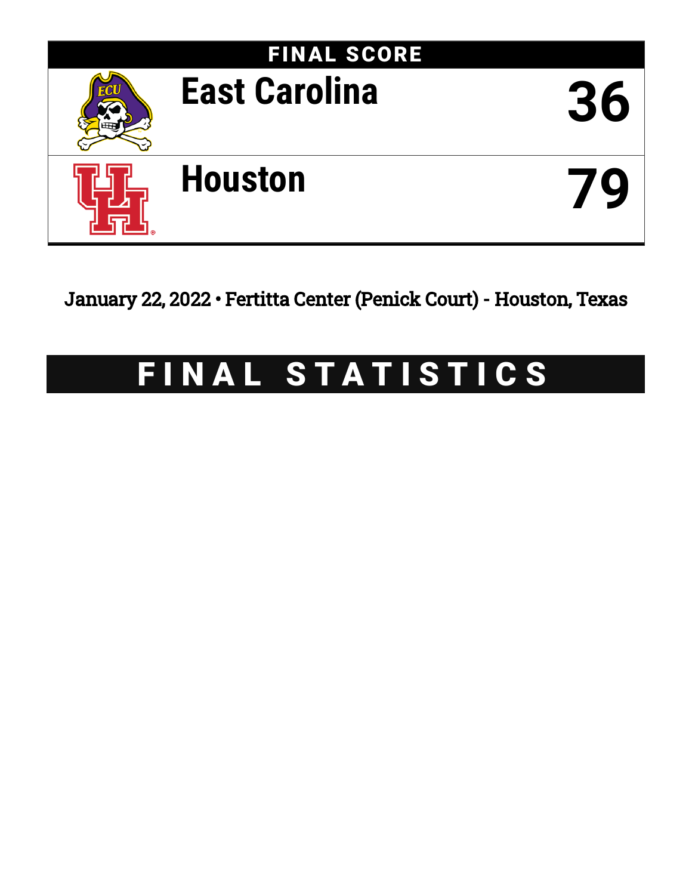## FINAL SCORE

| Team | Score |
|---|---|
| East Carolina | 36 |
| Houston | 79 |

January 22, 2022 • Fertitta Center (Penick Court) - Houston, Texas

# FINAL STATISTICS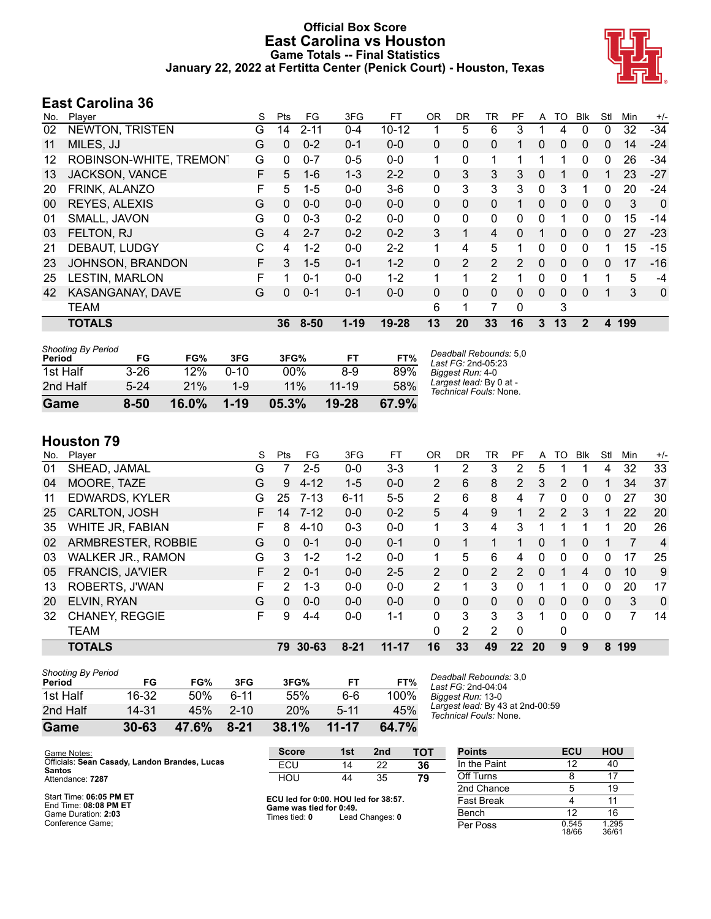# Official Box Score
## East Carolina vs Houston
### Game Totals -- Final Statistics
### January 22, 2022 at Fertitta Center (Penick Court) - Houston, Texas

## East Carolina 36

| No. | Player | S | Pts | FG | 3FG | FT | OR | DR | TR | PF | A | TO | Blk | Stl | Min | +/- |
|---|---|---|---|---|---|---|---|---|---|---|---|---|---|---|---|---|
| 02 | NEWTON, TRISTEN | G | 14 | 2-11 | 0-4 | 10-12 | 1 | 5 | 6 | 3 | 1 | 4 | 0 | 0 | 32 | -34 |
| 11 | MILES, JJ | G | 0 | 0-2 | 0-1 | 0-0 | 0 | 0 | 0 | 1 | 0 | 0 | 0 | 0 | 14 | -24 |
| 12 | ROBINSON-WHITE, TREMONT | G | 0 | 0-7 | 0-5 | 0-0 | 1 | 0 | 1 | 1 | 1 | 1 | 0 | 0 | 26 | -34 |
| 13 | JACKSON, VANCE | F | 5 | 1-6 | 1-3 | 2-2 | 0 | 3 | 3 | 3 | 0 | 1 | 0 | 1 | 23 | -27 |
| 20 | FRINK, ALANZO | F | 5 | 1-5 | 0-0 | 3-6 | 0 | 3 | 3 | 3 | 0 | 3 | 1 | 0 | 20 | -24 |
| 00 | REYES, ALEXIS | G | 0 | 0-0 | 0-0 | 0-0 | 0 | 0 | 0 | 1 | 0 | 0 | 0 | 0 | 3 | 0 |
| 01 | SMALL, JAVON | G | 0 | 0-3 | 0-2 | 0-0 | 0 | 0 | 0 | 0 | 0 | 1 | 0 | 0 | 15 | -14 |
| 03 | FELTON, RJ | G | 4 | 2-7 | 0-2 | 0-2 | 3 | 1 | 4 | 0 | 1 | 0 | 0 | 0 | 27 | -23 |
| 21 | DEBAUT, LUDGY | C | 4 | 1-2 | 0-0 | 2-2 | 1 | 4 | 5 | 1 | 0 | 0 | 0 | 1 | 15 | -15 |
| 23 | JOHNSON, BRANDON | F | 3 | 1-5 | 0-1 | 1-2 | 0 | 2 | 2 | 2 | 0 | 0 | 0 | 0 | 17 | -16 |
| 25 | LESTIN, MARLON | F | 1 | 0-1 | 0-0 | 1-2 | 1 | 1 | 2 | 1 | 0 | 0 | 1 | 1 | 5 | -4 |
| 42 | KASANGANAY, DAVE | G | 0 | 0-1 | 0-1 | 0-0 | 0 | 0 | 0 | 0 | 0 | 0 | 0 | 1 | 3 | 0 |
| | TEAM | | | | | | 6 | 1 | 7 | 0 | | 3 | | | | |
| | **TOTALS** | | **36** | **8-50** | **1-19** | **19-28** | **13** | **20** | **33** | **16** | **3** | **13** | **2** | **4** | **199** | |

*Shooting By Period*

| Period | FG | FG% | 3FG | 3FG% | FT | FT% |
|---|---|---|---|---|---|---|
| 1st Half | 3-26 | 12% | 0-10 | 00% | 8-9 | 89% |
| 2nd Half | 5-24 | 21% | 1-9 | 11% | 11-19 | 58% |
| **Game** | **8-50** | **16.0%** | **1-19** | **05.3%** | **19-28** | **67.9%** |

*Deadball Rebounds:* 5,0
*Last FG:* 2nd-05:23
*Biggest Run:* 4-0
*Largest lead:* By 0 at -
*Technical Fouls:* None.

## Houston 79

| No. | Player | S | Pts | FG | 3FG | FT | OR | DR | TR | PF | A | TO | Blk | Stl | Min | +/- |
|---|---|---|---|---|---|---|---|---|---|---|---|---|---|---|---|---|
| 01 | SHEAD, JAMAL | G | 7 | 2-5 | 0-0 | 3-3 | 1 | 2 | 3 | 2 | 5 | 1 | 1 | 4 | 32 | 33 |
| 04 | MOORE, TAZE | G | 9 | 4-12 | 1-5 | 0-0 | 2 | 6 | 8 | 2 | 3 | 2 | 0 | 1 | 34 | 37 |
| 11 | EDWARDS, KYLER | G | 25 | 7-13 | 6-11 | 5-5 | 2 | 6 | 8 | 4 | 7 | 0 | 0 | 0 | 27 | 30 |
| 25 | CARLTON, JOSH | F | 14 | 7-12 | 0-0 | 0-2 | 5 | 4 | 9 | 1 | 2 | 2 | 3 | 1 | 22 | 20 |
| 35 | WHITE JR, FABIAN | F | 8 | 4-10 | 0-3 | 0-0 | 1 | 3 | 4 | 3 | 1 | 1 | 1 | 1 | 20 | 26 |
| 02 | ARMBRESTER, ROBBIE | G | 0 | 0-1 | 0-0 | 0-1 | 0 | 1 | 1 | 1 | 0 | 1 | 0 | 1 | 7 | 4 |
| 03 | WALKER JR., RAMON | G | 3 | 1-2 | 1-2 | 0-0 | 1 | 5 | 6 | 4 | 0 | 0 | 0 | 0 | 17 | 25 |
| 05 | FRANCIS, JA'VIER | F | 2 | 0-1 | 0-0 | 2-5 | 2 | 0 | 2 | 2 | 0 | 1 | 4 | 0 | 10 | 9 |
| 13 | ROBERTS, J'WAN | F | 2 | 1-3 | 0-0 | 0-0 | 2 | 1 | 3 | 0 | 1 | 1 | 0 | 0 | 20 | 17 |
| 20 | ELVIN, RYAN | G | 0 | 0-0 | 0-0 | 0-0 | 0 | 0 | 0 | 0 | 0 | 0 | 0 | 0 | 3 | 0 |
| 32 | CHANEY, REGGIE | F | 9 | 4-4 | 0-0 | 1-1 | 0 | 3 | 3 | 3 | 1 | 0 | 0 | 0 | 7 | 14 |
| | TEAM | | | | | | 0 | 2 | 2 | 0 | | 0 | | | | |
| | **TOTALS** | | **79** | **30-63** | **8-21** | **11-17** | **16** | **33** | **49** | **22** | **20** | **9** | **9** | **8** | **199** | |

*Shooting By Period*

| Period | FG | FG% | 3FG | 3FG% | FT | FT% |
|---|---|---|---|---|---|---|
| 1st Half | 16-32 | 50% | 6-11 | 55% | 6-6 | 100% |
| 2nd Half | 14-31 | 45% | 2-10 | 20% | 5-11 | 45% |
| **Game** | **30-63** | **47.6%** | **8-21** | **38.1%** | **11-17** | **64.7%** |

*Deadball Rebounds:* 3,0
*Last FG:* 2nd-04:04
*Biggest Run:* 13-0
*Largest lead:* By 43 at 2nd-00:59
*Technical Fouls:* None.

Game Notes:
Officials: **Sean Casady, Landon Brandes, Lucas Santos**
Attendance: **7287**

Start Time: **06:05 PM ET**
End Time: **08:08 PM ET**
Game Duration: **2:03**
Conference Game;

| Score | 1st | 2nd | TOT |
|---|---|---|---|
| ECU | 14 | 22 | **36** |
| HOU | 44 | 35 | **79** |

**ECU led for 0:00. HOU led for 38:57.**
**Game was tied for 0:49.**
Times tied: **0** Lead Changes: **0**

| Points | ECU | HOU |
|---|---|---|
| In the Paint | 12 | 40 |
| Off Turns | 8 | 17 |
| 2nd Chance | 5 | 19 |
| Fast Break | 4 | 11 |
| Bench | 12 | 16 |
| Per Poss | 0.545 18/66 | 1.295 36/61 |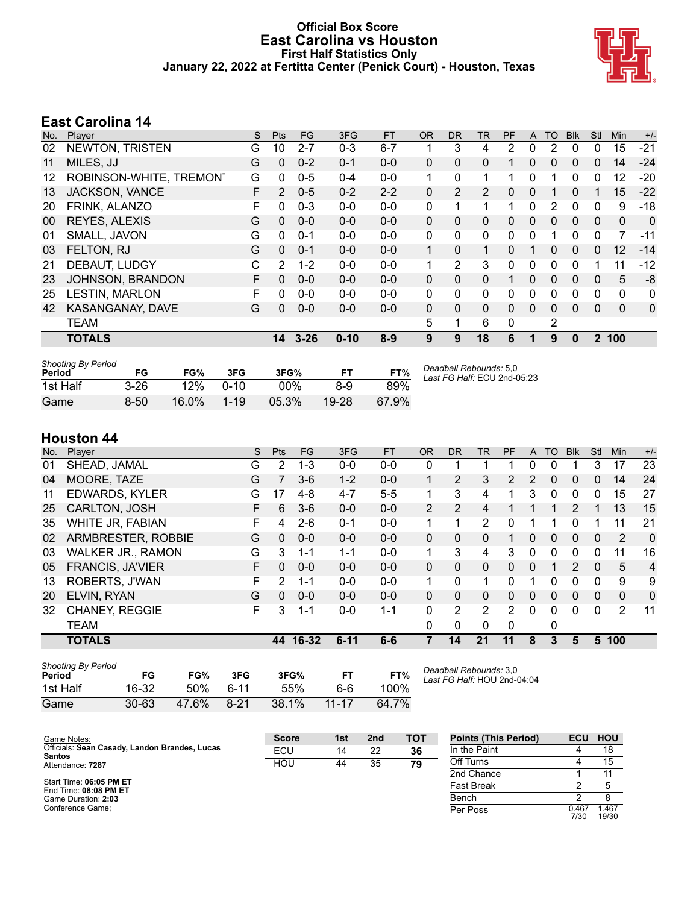# Official Box Score
## East Carolina vs Houston
### First Half Statistics Only
### January 22, 2022 at Fertitta Center (Penick Court) - Houston, Texas

## East Carolina 14

| No. | Player | S | Pts | FG | 3FG | FT | OR | DR | TR | PF | A | TO | Blk | Stl | Min | +/- |
|---|---|---|---|---|---|---|---|---|---|---|---|---|---|---|---|---|
| 02 | NEWTON, TRISTEN | G | 10 | 2-7 | 0-3 | 6-7 | 1 | 3 | 4 | 2 | 0 | 2 | 0 | 0 | 15 | -21 |
| 11 | MILES, JJ | G | 0 | 0-2 | 0-1 | 0-0 | 0 | 0 | 0 | 1 | 0 | 0 | 0 | 0 | 14 | -24 |
| 12 | ROBINSON-WHITE, TREMONT | G | 0 | 0-5 | 0-4 | 0-0 | 1 | 0 | 1 | 1 | 0 | 1 | 0 | 0 | 12 | -20 |
| 13 | JACKSON, VANCE | F | 2 | 0-5 | 0-2 | 2-2 | 0 | 2 | 2 | 0 | 0 | 1 | 0 | 1 | 15 | -22 |
| 20 | FRINK, ALANZO | F | 0 | 0-3 | 0-0 | 0-0 | 0 | 1 | 1 | 1 | 0 | 2 | 0 | 0 | 9 | -18 |
| 00 | REYES, ALEXIS | G | 0 | 0-0 | 0-0 | 0-0 | 0 | 0 | 0 | 0 | 0 | 0 | 0 | 0 | 0 | 0 |
| 01 | SMALL, JAVON | G | 0 | 0-1 | 0-0 | 0-0 | 0 | 0 | 0 | 0 | 0 | 1 | 0 | 0 | 7 | -11 |
| 03 | FELTON, RJ | G | 0 | 0-1 | 0-0 | 0-0 | 1 | 0 | 1 | 0 | 1 | 0 | 0 | 0 | 12 | -14 |
| 21 | DEBAUT, LUDGY | C | 2 | 1-2 | 0-0 | 0-0 | 1 | 2 | 3 | 0 | 0 | 0 | 0 | 1 | 11 | -12 |
| 23 | JOHNSON, BRANDON | F | 0 | 0-0 | 0-0 | 0-0 | 0 | 0 | 0 | 1 | 0 | 0 | 0 | 0 | 5 | -8 |
| 25 | LESTIN, MARLON | F | 0 | 0-0 | 0-0 | 0-0 | 0 | 0 | 0 | 0 | 0 | 0 | 0 | 0 | 0 | 0 |
| 42 | KASANGANAY, DAVE | G | 0 | 0-0 | 0-0 | 0-0 | 0 | 0 | 0 | 0 | 0 | 0 | 0 | 0 | 0 | 0 |
| | TEAM | | | | | | 5 | 1 | 6 | 0 | | 2 | | | | |
| | **TOTALS** | | **14** | **3-26** | **0-10** | **8-9** | **9** | **9** | **18** | **6** | **1** | **9** | **0** | **2** | **100** | |

| Shooting By Period Period | FG | FG% | 3FG | 3FG% | FT | FT% |
|---|---|---|---|---|---|---|
| 1st Half | 3-26 | 12% | 0-10 | 00% | 8-9 | 89% |
| Game | 8-50 | 16.0% | 1-19 | 05.3% | 19-28 | 67.9% |

*Deadball Rebounds:* 5,0
*Last FG Half:* ECU 2nd-05:23

## Houston 44

| No. | Player | S | Pts | FG | 3FG | FT | OR | DR | TR | PF | A | TO | Blk | Stl | Min | +/- |
|---|---|---|---|---|---|---|---|---|---|---|---|---|---|---|---|---|
| 01 | SHEAD, JAMAL | G | 2 | 1-3 | 0-0 | 0-0 | 0 | 1 | 1 | 1 | 0 | 0 | 1 | 3 | 17 | 23 |
| 04 | MOORE, TAZE | G | 7 | 3-6 | 1-2 | 0-0 | 1 | 2 | 3 | 2 | 2 | 0 | 0 | 0 | 14 | 24 |
| 11 | EDWARDS, KYLER | G | 17 | 4-8 | 4-7 | 5-5 | 1 | 3 | 4 | 1 | 3 | 0 | 0 | 0 | 15 | 27 |
| 25 | CARLTON, JOSH | F | 6 | 3-6 | 0-0 | 0-0 | 2 | 2 | 4 | 1 | 1 | 1 | 2 | 1 | 13 | 15 |
| 35 | WHITE JR, FABIAN | F | 4 | 2-6 | 0-1 | 0-0 | 1 | 1 | 2 | 0 | 1 | 1 | 0 | 1 | 11 | 21 |
| 02 | ARMBRESTER, ROBBIE | G | 0 | 0-0 | 0-0 | 0-0 | 0 | 0 | 0 | 1 | 0 | 0 | 0 | 0 | 2 | 0 |
| 03 | WALKER JR., RAMON | G | 3 | 1-1 | 1-1 | 0-0 | 1 | 3 | 4 | 3 | 0 | 0 | 0 | 0 | 11 | 16 |
| 05 | FRANCIS, JA'VIER | F | 0 | 0-0 | 0-0 | 0-0 | 0 | 0 | 0 | 0 | 0 | 1 | 2 | 0 | 5 | 4 |
| 13 | ROBERTS, J'WAN | F | 2 | 1-1 | 0-0 | 0-0 | 1 | 0 | 1 | 0 | 1 | 0 | 0 | 0 | 9 | 9 |
| 20 | ELVIN, RYAN | G | 0 | 0-0 | 0-0 | 0-0 | 0 | 0 | 0 | 0 | 0 | 0 | 0 | 0 | 0 | 0 |
| 32 | CHANEY, REGGIE | F | 3 | 1-1 | 0-0 | 1-1 | 0 | 2 | 2 | 2 | 0 | 0 | 0 | 0 | 2 | 11 |
| | TEAM | | | | | | 0 | 0 | 0 | 0 | | 0 | | | | |
| | **TOTALS** | | **44** | **16-32** | **6-11** | **6-6** | **7** | **14** | **21** | **11** | **8** | **3** | **5** | **5** | **100** | |

| Shooting By Period Period | FG | FG% | 3FG | 3FG% | FT | FT% |
|---|---|---|---|---|---|---|
| 1st Half | 16-32 | 50% | 6-11 | 55% | 6-6 | 100% |
| Game | 30-63 | 47.6% | 8-21 | 38.1% | 11-17 | 64.7% |

*Deadball Rebounds:* 3,0
*Last FG Half:* HOU 2nd-04:04

Game Notes:
Officials: **Sean Casady, Landon Brandes, Lucas Santos**
Attendance: **7287**

Start Time: **06:05 PM ET**
End Time: **08:08 PM ET**
Game Duration: **2:03**
Conference Game;

| Score | 1st | 2nd | TOT |
|---|---|---|---|
| ECU | 14 | 22 | **36** |
| HOU | 44 | 35 | **79** |

| Points (This Period) | ECU | HOU |
|---|---|---|
| In the Paint | 4 | 18 |
| Off Turns | 4 | 15 |
| 2nd Chance | 1 | 11 |
| Fast Break | 2 | 5 |
| Bench | 2 | 8 |
| Per Poss | 0.467 7/30 | 1.467 19/30 |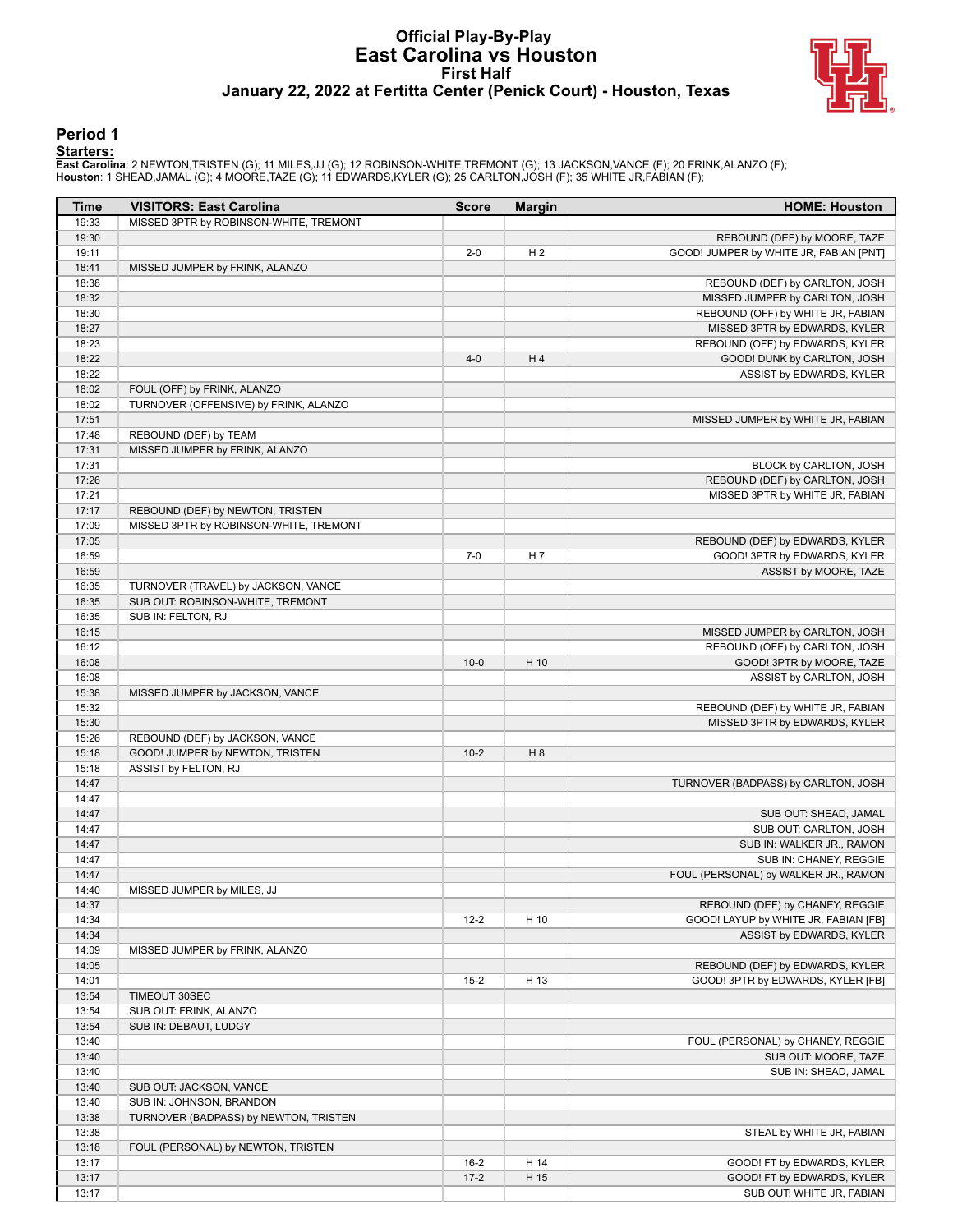# Official Play-By-Play
## East Carolina vs Houston
### First Half
### January 22, 2022 at Fertitta Center (Penick Court) - Houston, Texas

## Period 1

**Starters:**

**East Carolina**: 2 NEWTON,TRISTEN (G); 11 MILES,JJ (G); 12 ROBINSON-WHITE,TREMONT (G); 13 JACKSON,VANCE (F); 20 FRINK,ALANZO (F);
**Houston**: 1 SHEAD,JAMAL (G); 4 MOORE,TAZE (G); 11 EDWARDS,KYLER (G); 25 CARLTON,JOSH (F); 35 WHITE JR,FABIAN (F);

| Time | VISITORS: East Carolina | Score | Margin | HOME: Houston |
|---|---|---|---|---|
| 19:33 | MISSED 3PTR by ROBINSON-WHITE, TREMONT | | | |
| 19:30 | | | | REBOUND (DEF) by MOORE, TAZE |
| 19:11 | | 2-0 | H 2 | GOOD! JUMPER by WHITE JR, FABIAN [PNT] |
| 18:41 | MISSED JUMPER by FRINK, ALANZO | | | |
| 18:38 | | | | REBOUND (DEF) by CARLTON, JOSH |
| 18:32 | | | | MISSED JUMPER by CARLTON, JOSH |
| 18:30 | | | | REBOUND (OFF) by WHITE JR, FABIAN |
| 18:27 | | | | MISSED 3PTR by EDWARDS, KYLER |
| 18:23 | | | | REBOUND (OFF) by EDWARDS, KYLER |
| 18:22 | | 4-0 | H 4 | GOOD! DUNK by CARLTON, JOSH |
| 18:22 | | | | ASSIST by EDWARDS, KYLER |
| 18:02 | FOUL (OFF) by FRINK, ALANZO | | | |
| 18:02 | TURNOVER (OFFENSIVE) by FRINK, ALANZO | | | |
| 17:51 | | | | MISSED JUMPER by WHITE JR, FABIAN |
| 17:48 | REBOUND (DEF) by TEAM | | | |
| 17:31 | MISSED JUMPER by FRINK, ALANZO | | | |
| 17:31 | | | | BLOCK by CARLTON, JOSH |
| 17:26 | | | | REBOUND (DEF) by CARLTON, JOSH |
| 17:21 | | | | MISSED 3PTR by WHITE JR, FABIAN |
| 17:17 | REBOUND (DEF) by NEWTON, TRISTEN | | | |
| 17:09 | MISSED 3PTR by ROBINSON-WHITE, TREMONT | | | |
| 17:05 | | | | REBOUND (DEF) by EDWARDS, KYLER |
| 16:59 | | 7-0 | H 7 | GOOD! 3PTR by EDWARDS, KYLER |
| 16:59 | | | | ASSIST by MOORE, TAZE |
| 16:35 | TURNOVER (TRAVEL) by JACKSON, VANCE | | | |
| 16:35 | SUB OUT: ROBINSON-WHITE, TREMONT | | | |
| 16:35 | SUB IN: FELTON, RJ | | | |
| 16:15 | | | | MISSED JUMPER by CARLTON, JOSH |
| 16:12 | | | | REBOUND (OFF) by CARLTON, JOSH |
| 16:08 | | 10-0 | H 10 | GOOD! 3PTR by MOORE, TAZE |
| 16:08 | | | | ASSIST by CARLTON, JOSH |
| 15:38 | MISSED JUMPER by JACKSON, VANCE | | | |
| 15:32 | | | | REBOUND (DEF) by WHITE JR, FABIAN |
| 15:30 | | | | MISSED 3PTR by EDWARDS, KYLER |
| 15:26 | REBOUND (DEF) by JACKSON, VANCE | | | |
| 15:18 | GOOD! JUMPER by NEWTON, TRISTEN | 10-2 | H 8 | |
| 15:18 | ASSIST by FELTON, RJ | | | |
| 14:47 | | | | TURNOVER (BADPASS) by CARLTON, JOSH |
| 14:47 | | | | |
| 14:47 | | | | SUB OUT: SHEAD, JAMAL |
| 14:47 | | | | SUB OUT: CARLTON, JOSH |
| 14:47 | | | | SUB IN: WALKER JR., RAMON |
| 14:47 | | | | SUB IN: CHANEY, REGGIE |
| 14:47 | | | | FOUL (PERSONAL) by WALKER JR., RAMON |
| 14:40 | MISSED JUMPER by MILES, JJ | | | |
| 14:37 | | | | REBOUND (DEF) by CHANEY, REGGIE |
| 14:34 | | 12-2 | H 10 | GOOD! LAYUP by WHITE JR, FABIAN [FB] |
| 14:34 | | | | ASSIST by EDWARDS, KYLER |
| 14:09 | MISSED JUMPER by FRINK, ALANZO | | | |
| 14:05 | | | | REBOUND (DEF) by EDWARDS, KYLER |
| 14:01 | | 15-2 | H 13 | GOOD! 3PTR by EDWARDS, KYLER [FB] |
| 13:54 | TIMEOUT 30SEC | | | |
| 13:54 | SUB OUT: FRINK, ALANZO | | | |
| 13:54 | SUB IN: DEBAUT, LUDGY | | | |
| 13:40 | | | | FOUL (PERSONAL) by CHANEY, REGGIE |
| 13:40 | | | | SUB OUT: MOORE, TAZE |
| 13:40 | | | | SUB IN: SHEAD, JAMAL |
| 13:40 | SUB OUT: JACKSON, VANCE | | | |
| 13:40 | SUB IN: JOHNSON, BRANDON | | | |
| 13:38 | TURNOVER (BADPASS) by NEWTON, TRISTEN | | | |
| 13:38 | | | | STEAL by WHITE JR, FABIAN |
| 13:18 | FOUL (PERSONAL) by NEWTON, TRISTEN | | | |
| 13:17 | | 16-2 | H 14 | GOOD! FT by EDWARDS, KYLER |
| 13:17 | | 17-2 | H 15 | GOOD! FT by EDWARDS, KYLER |
| 13:17 | | | | SUB OUT: WHITE JR, FABIAN |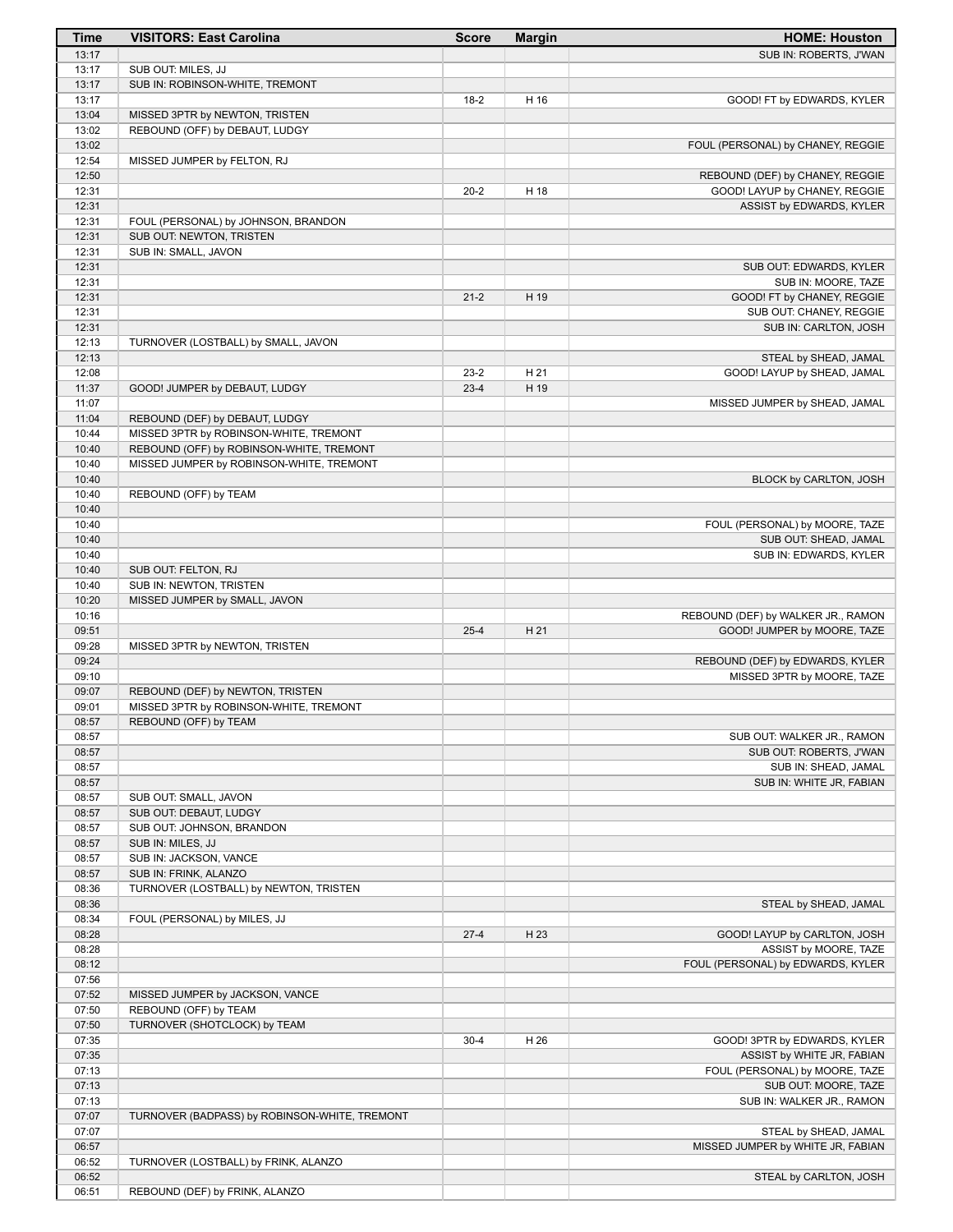| Time | VISITORS: East Carolina | Score | Margin | HOME: Houston |
| --- | --- | --- | --- | --- |
| 13:17 | | | | SUB IN: ROBERTS, J'WAN |
| 13:17 | SUB OUT: MILES, JJ | | | |
| 13:17 | SUB IN: ROBINSON-WHITE, TREMONT | | | |
| 13:17 | | 18-2 | H 16 | GOOD! FT by EDWARDS, KYLER |
| 13:04 | MISSED 3PTR by NEWTON, TRISTEN | | | |
| 13:02 | REBOUND (OFF) by DEBAUT, LUDGY | | | |
| 13:02 | | | | FOUL (PERSONAL) by CHANEY, REGGIE |
| 12:54 | MISSED JUMPER by FELTON, RJ | | | |
| 12:50 | | | | REBOUND (DEF) by CHANEY, REGGIE |
| 12:31 | | 20-2 | H 18 | GOOD! LAYUP by CHANEY, REGGIE |
| 12:31 | | | | ASSIST by EDWARDS, KYLER |
| 12:31 | FOUL (PERSONAL) by JOHNSON, BRANDON | | | |
| 12:31 | SUB OUT: NEWTON, TRISTEN | | | |
| 12:31 | SUB IN: SMALL, JAVON | | | |
| 12:31 | | | | SUB OUT: EDWARDS, KYLER |
| 12:31 | | | | SUB IN: MOORE, TAZE |
| 12:31 | | 21-2 | H 19 | GOOD! FT by CHANEY, REGGIE |
| 12:31 | | | | SUB OUT: CHANEY, REGGIE |
| 12:31 | | | | SUB IN: CARLTON, JOSH |
| 12:13 | TURNOVER (LOSTBALL) by SMALL, JAVON | | | |
| 12:13 | | | | STEAL by SHEAD, JAMAL |
| 12:08 | | 23-2 | H 21 | GOOD! LAYUP by SHEAD, JAMAL |
| 11:37 | GOOD! JUMPER by DEBAUT, LUDGY | 23-4 | H 19 | |
| 11:07 | | | | MISSED JUMPER by SHEAD, JAMAL |
| 11:04 | REBOUND (DEF) by DEBAUT, LUDGY | | | |
| 10:44 | MISSED 3PTR by ROBINSON-WHITE, TREMONT | | | |
| 10:40 | REBOUND (OFF) by ROBINSON-WHITE, TREMONT | | | |
| 10:40 | MISSED JUMPER by ROBINSON-WHITE, TREMONT | | | |
| 10:40 | | | | BLOCK by CARLTON, JOSH |
| 10:40 | REBOUND (OFF) by TEAM | | | |
| 10:40 | | | | |
| 10:40 | | | | FOUL (PERSONAL) by MOORE, TAZE |
| 10:40 | | | | SUB OUT: SHEAD, JAMAL |
| 10:40 | | | | SUB IN: EDWARDS, KYLER |
| 10:40 | SUB OUT: FELTON, RJ | | | |
| 10:40 | SUB IN: NEWTON, TRISTEN | | | |
| 10:20 | MISSED JUMPER by SMALL, JAVON | | | |
| 10:16 | | | | REBOUND (DEF) by WALKER JR., RAMON |
| 09:51 | | 25-4 | H 21 | GOOD! JUMPER by MOORE, TAZE |
| 09:28 | MISSED 3PTR by NEWTON, TRISTEN | | | |
| 09:24 | | | | REBOUND (DEF) by EDWARDS, KYLER |
| 09:10 | | | | MISSED 3PTR by MOORE, TAZE |
| 09:07 | REBOUND (DEF) by NEWTON, TRISTEN | | | |
| 09:01 | MISSED 3PTR by ROBINSON-WHITE, TREMONT | | | |
| 08:57 | REBOUND (OFF) by TEAM | | | |
| 08:57 | | | | SUB OUT: WALKER JR., RAMON |
| 08:57 | | | | SUB OUT: ROBERTS, J'WAN |
| 08:57 | | | | SUB IN: SHEAD, JAMAL |
| 08:57 | | | | SUB IN: WHITE JR, FABIAN |
| 08:57 | SUB OUT: SMALL, JAVON | | | |
| 08:57 | SUB OUT: DEBAUT, LUDGY | | | |
| 08:57 | SUB OUT: JOHNSON, BRANDON | | | |
| 08:57 | SUB IN: MILES, JJ | | | |
| 08:57 | SUB IN: JACKSON, VANCE | | | |
| 08:57 | SUB IN: FRINK, ALANZO | | | |
| 08:36 | TURNOVER (LOSTBALL) by NEWTON, TRISTEN | | | |
| 08:36 | | | | STEAL by SHEAD, JAMAL |
| 08:34 | FOUL (PERSONAL) by MILES, JJ | | | |
| 08:28 | | 27-4 | H 23 | GOOD! LAYUP by CARLTON, JOSH |
| 08:28 | | | | ASSIST by MOORE, TAZE |
| 08:12 | | | | FOUL (PERSONAL) by EDWARDS, KYLER |
| 07:56 | | | | |
| 07:52 | MISSED JUMPER by JACKSON, VANCE | | | |
| 07:50 | REBOUND (OFF) by TEAM | | | |
| 07:50 | TURNOVER (SHOTCLOCK) by TEAM | | | |
| 07:35 | | 30-4 | H 26 | GOOD! 3PTR by EDWARDS, KYLER |
| 07:35 | | | | ASSIST by WHITE JR, FABIAN |
| 07:13 | | | | FOUL (PERSONAL) by MOORE, TAZE |
| 07:13 | | | | SUB OUT: MOORE, TAZE |
| 07:13 | | | | SUB IN: WALKER JR., RAMON |
| 07:07 | TURNOVER (BADPASS) by ROBINSON-WHITE, TREMONT | | | |
| 07:07 | | | | STEAL by SHEAD, JAMAL |
| 06:57 | | | | MISSED JUMPER by WHITE JR, FABIAN |
| 06:52 | TURNOVER (LOSTBALL) by FRINK, ALANZO | | | |
| 06:52 | | | | STEAL by CARLTON, JOSH |
| 06:51 | REBOUND (DEF) by FRINK, ALANZO | | | |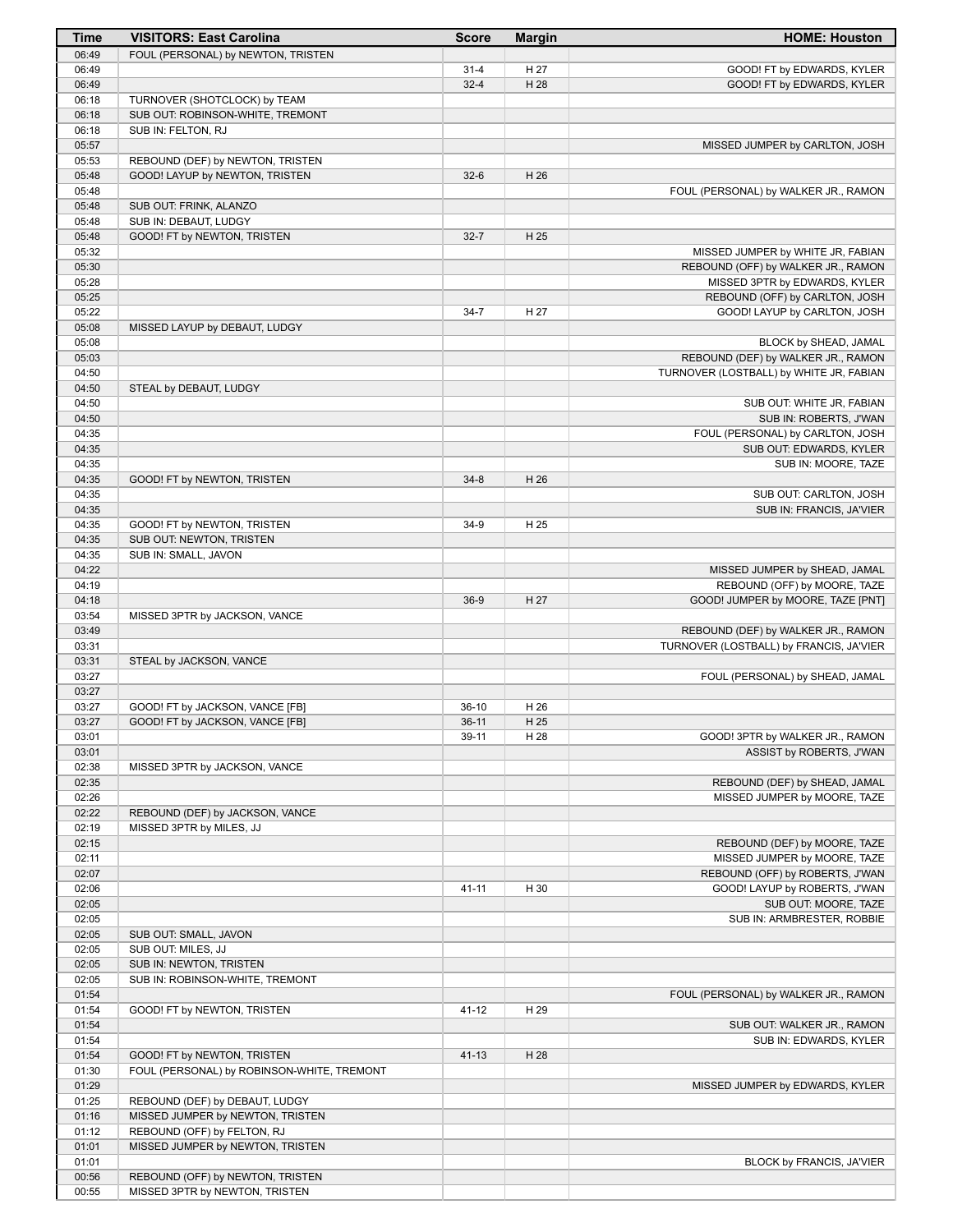| Time | VISITORS: East Carolina | Score | Margin | HOME: Houston |
|---|---|---|---|---|
| 06:49 | FOUL (PERSONAL) by NEWTON, TRISTEN | | | |
| 06:49 | | 31-4 | H 27 | GOOD! FT by EDWARDS, KYLER |
| 06:49 | | 32-4 | H 28 | GOOD! FT by EDWARDS, KYLER |
| 06:18 | TURNOVER (SHOTCLOCK) by TEAM | | | |
| 06:18 | SUB OUT: ROBINSON-WHITE, TREMONT | | | |
| 06:18 | SUB IN: FELTON, RJ | | | |
| 05:57 | | | | MISSED JUMPER by CARLTON, JOSH |
| 05:53 | REBOUND (DEF) by NEWTON, TRISTEN | | | |
| 05:48 | GOOD! LAYUP by NEWTON, TRISTEN | 32-6 | H 26 | |
| 05:48 | | | | FOUL (PERSONAL) by WALKER JR., RAMON |
| 05:48 | SUB OUT: FRINK, ALANZO | | | |
| 05:48 | SUB IN: DEBAUT, LUDGY | | | |
| 05:48 | GOOD! FT by NEWTON, TRISTEN | 32-7 | H 25 | |
| 05:32 | | | | MISSED JUMPER by WHITE JR, FABIAN |
| 05:30 | | | | REBOUND (OFF) by WALKER JR., RAMON |
| 05:28 | | | | MISSED 3PTR by EDWARDS, KYLER |
| 05:25 | | | | REBOUND (OFF) by CARLTON, JOSH |
| 05:22 | | 34-7 | H 27 | GOOD! LAYUP by CARLTON, JOSH |
| 05:08 | MISSED LAYUP by DEBAUT, LUDGY | | | |
| 05:08 | | | | BLOCK by SHEAD, JAMAL |
| 05:03 | | | | REBOUND (DEF) by WALKER JR., RAMON |
| 04:50 | | | | TURNOVER (LOSTBALL) by WHITE JR, FABIAN |
| 04:50 | STEAL by DEBAUT, LUDGY | | | |
| 04:50 | | | | SUB OUT: WHITE JR, FABIAN |
| 04:50 | | | | SUB IN: ROBERTS, J'WAN |
| 04:35 | | | | FOUL (PERSONAL) by CARLTON, JOSH |
| 04:35 | | | | SUB OUT: EDWARDS, KYLER |
| 04:35 | | | | SUB IN: MOORE, TAZE |
| 04:35 | GOOD! FT by NEWTON, TRISTEN | 34-8 | H 26 | |
| 04:35 | | | | SUB OUT: CARLTON, JOSH |
| 04:35 | | | | SUB IN: FRANCIS, JA'VIER |
| 04:35 | GOOD! FT by NEWTON, TRISTEN | 34-9 | H 25 | |
| 04:35 | SUB OUT: NEWTON, TRISTEN | | | |
| 04:35 | SUB IN: SMALL, JAVON | | | |
| 04:22 | | | | MISSED JUMPER by SHEAD, JAMAL |
| 04:19 | | | | REBOUND (OFF) by MOORE, TAZE |
| 04:18 | | 36-9 | H 27 | GOOD! JUMPER by MOORE, TAZE [PNT] |
| 03:54 | MISSED 3PTR by JACKSON, VANCE | | | |
| 03:49 | | | | REBOUND (DEF) by WALKER JR., RAMON |
| 03:31 | | | | TURNOVER (LOSTBALL) by FRANCIS, JA'VIER |
| 03:31 | STEAL by JACKSON, VANCE | | | |
| 03:27 | | | | FOUL (PERSONAL) by SHEAD, JAMAL |
| 03:27 | | | | |
| 03:27 | GOOD! FT by JACKSON, VANCE [FB] | 36-10 | H 26 | |
| 03:27 | GOOD! FT by JACKSON, VANCE [FB] | 36-11 | H 25 | |
| 03:01 | | 39-11 | H 28 | GOOD! 3PTR by WALKER JR., RAMON |
| 03:01 | | | | ASSIST by ROBERTS, J'WAN |
| 02:38 | MISSED 3PTR by JACKSON, VANCE | | | |
| 02:35 | | | | REBOUND (DEF) by SHEAD, JAMAL |
| 02:26 | | | | MISSED JUMPER by MOORE, TAZE |
| 02:22 | REBOUND (DEF) by JACKSON, VANCE | | | |
| 02:19 | MISSED 3PTR by MILES, JJ | | | |
| 02:15 | | | | REBOUND (DEF) by MOORE, TAZE |
| 02:11 | | | | MISSED JUMPER by MOORE, TAZE |
| 02:07 | | | | REBOUND (OFF) by ROBERTS, J'WAN |
| 02:06 | | 41-11 | H 30 | GOOD! LAYUP by ROBERTS, J'WAN |
| 02:05 | | | | SUB OUT: MOORE, TAZE |
| 02:05 | | | | SUB IN: ARMBRESTER, ROBBIE |
| 02:05 | SUB OUT: SMALL, JAVON | | | |
| 02:05 | SUB OUT: MILES, JJ | | | |
| 02:05 | SUB IN: NEWTON, TRISTEN | | | |
| 02:05 | SUB IN: ROBINSON-WHITE, TREMONT | | | |
| 01:54 | | | | FOUL (PERSONAL) by WALKER JR., RAMON |
| 01:54 | GOOD! FT by NEWTON, TRISTEN | 41-12 | H 29 | |
| 01:54 | | | | SUB OUT: WALKER JR., RAMON |
| 01:54 | | | | SUB IN: EDWARDS, KYLER |
| 01:54 | GOOD! FT by NEWTON, TRISTEN | 41-13 | H 28 | |
| 01:30 | FOUL (PERSONAL) by ROBINSON-WHITE, TREMONT | | | |
| 01:29 | | | | MISSED JUMPER by EDWARDS, KYLER |
| 01:25 | REBOUND (DEF) by DEBAUT, LUDGY | | | |
| 01:16 | MISSED JUMPER by NEWTON, TRISTEN | | | |
| 01:12 | REBOUND (OFF) by FELTON, RJ | | | |
| 01:01 | MISSED JUMPER by NEWTON, TRISTEN | | | |
| 01:01 | | | | BLOCK by FRANCIS, JA'VIER |
| 00:56 | REBOUND (OFF) by NEWTON, TRISTEN | | | |
| 00:55 | MISSED 3PTR by NEWTON, TRISTEN | | | |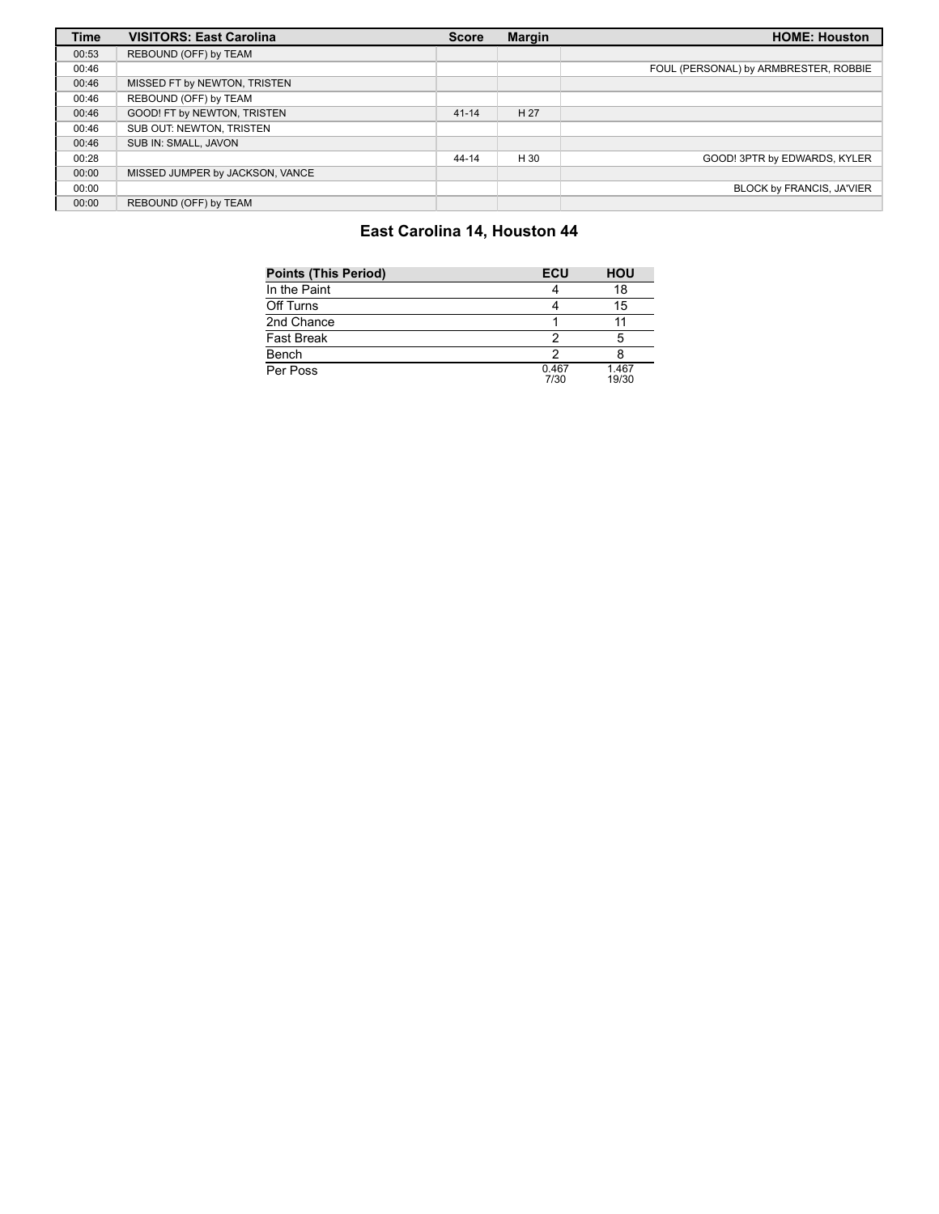| Time | VISITORS: East Carolina | Score | Margin | HOME: Houston |
| --- | --- | --- | --- | --- |
| 00:53 | REBOUND (OFF) by TEAM | | | |
| 00:46 | | | | FOUL (PERSONAL) by ARMBRESTER, ROBBIE |
| 00:46 | MISSED FT by NEWTON, TRISTEN | | | |
| 00:46 | REBOUND (OFF) by TEAM | | | |
| 00:46 | GOOD! FT by NEWTON, TRISTEN | 41-14 | H 27 | |
| 00:46 | SUB OUT: NEWTON, TRISTEN | | | |
| 00:46 | SUB IN: SMALL, JAVON | | | |
| 00:28 | | 44-14 | H 30 | GOOD! 3PTR by EDWARDS, KYLER |
| 00:00 | MISSED JUMPER by JACKSON, VANCE | | | |
| 00:00 | | | | BLOCK by FRANCIS, JA'VIER |
| 00:00 | REBOUND (OFF) by TEAM | | | |

## East Carolina 14, Houston 44

| Points (This Period) | ECU | HOU |
| --- | --- | --- |
| In the Paint | 4 | 18 |
| Off Turns | 4 | 15 |
| 2nd Chance | 1 | 11 |
| Fast Break | 2 | 5 |
| Bench | 2 | 8 |
| Per Poss | 0.467 7/30 | 1.467 19/30 |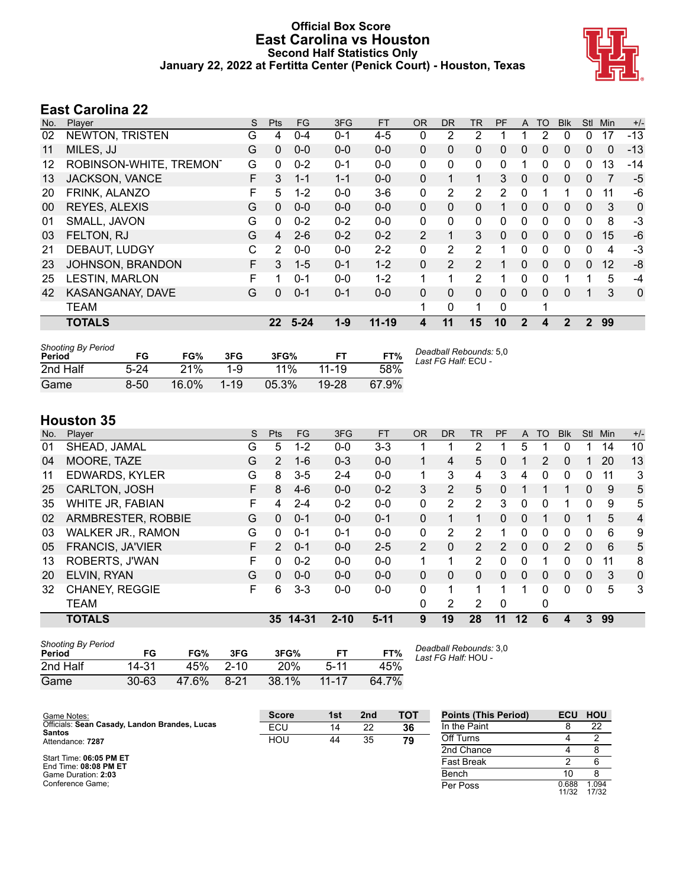# Official Box Score
## East Carolina vs Houston
### Second Half Statistics Only
### January 22, 2022 at Fertitta Center (Penick Court) - Houston, Texas

## East Carolina 22

| No. | Player | S | Pts | FG | 3FG | FT | OR | DR | TR | PF | A | TO | Blk | Stl | Min | +/- |
|---|---|---|---|---|---|---|---|---|---|---|---|---|---|---|---|---|
| 02 | NEWTON, TRISTEN | G | 4 | 0-4 | 0-1 | 4-5 | 0 | 2 | 2 | 1 | 1 | 2 | 0 | 0 | 17 | -13 |
| 11 | MILES, JJ | G | 0 | 0-0 | 0-0 | 0-0 | 0 | 0 | 0 | 0 | 0 | 0 | 0 | 0 | 0 | -13 |
| 12 | ROBINSON-WHITE, TREMONT | G | 0 | 0-2 | 0-1 | 0-0 | 0 | 0 | 0 | 0 | 1 | 0 | 0 | 0 | 13 | -14 |
| 13 | JACKSON, VANCE | F | 3 | 1-1 | 1-1 | 0-0 | 0 | 1 | 1 | 3 | 0 | 0 | 0 | 0 | 7 | -5 |
| 20 | FRINK, ALANZO | F | 5 | 1-2 | 0-0 | 3-6 | 0 | 2 | 2 | 2 | 0 | 1 | 1 | 0 | 11 | -6 |
| 00 | REYES, ALEXIS | G | 0 | 0-0 | 0-0 | 0-0 | 0 | 0 | 0 | 1 | 0 | 0 | 0 | 0 | 3 | 0 |
| 01 | SMALL, JAVON | G | 0 | 0-2 | 0-2 | 0-0 | 0 | 0 | 0 | 0 | 0 | 0 | 0 | 0 | 8 | -3 |
| 03 | FELTON, RJ | G | 4 | 2-6 | 0-2 | 0-2 | 2 | 1 | 3 | 0 | 0 | 0 | 0 | 0 | 15 | -6 |
| 21 | DEBAUT, LUDGY | C | 2 | 0-0 | 0-0 | 2-2 | 0 | 2 | 2 | 1 | 0 | 0 | 0 | 0 | 4 | -3 |
| 23 | JOHNSON, BRANDON | F | 3 | 1-5 | 0-1 | 1-2 | 0 | 2 | 2 | 1 | 0 | 0 | 0 | 0 | 12 | -8 |
| 25 | LESTIN, MARLON | F | 1 | 0-1 | 0-0 | 1-2 | 1 | 1 | 2 | 1 | 0 | 0 | 1 | 1 | 5 | -4 |
| 42 | KASANGANAY, DAVE | G | 0 | 0-1 | 0-1 | 0-0 | 0 | 0 | 0 | 0 | 0 | 0 | 0 | 1 | 3 | 0 |
| | TEAM | | | | | | 1 | 0 | 1 | 0 | | 1 | | | | |
| | **TOTALS** | | **22** | **5-24** | **1-9** | **11-19** | **4** | **11** | **15** | **10** | **2** | **4** | **2** | **2** | **99** | |

| Shooting By Period Period | FG | FG% | 3FG | 3FG% | FT | FT% |
|---|---|---|---|---|---|---|
| 2nd Half | 5-24 | 21% | 1-9 | 11% | 11-19 | 58% |
| Game | 8-50 | 16.0% | 1-19 | 05.3% | 19-28 | 67.9% |

*Deadball Rebounds:* 5,0
*Last FG Half:* ECU -

## Houston 35

| No. | Player | S | Pts | FG | 3FG | FT | OR | DR | TR | PF | A | TO | Blk | Stl | Min | +/- |
|---|---|---|---|---|---|---|---|---|---|---|---|---|---|---|---|---|
| 01 | SHEAD, JAMAL | G | 5 | 1-2 | 0-0 | 3-3 | 1 | 1 | 2 | 1 | 5 | 1 | 0 | 1 | 14 | 10 |
| 04 | MOORE, TAZE | G | 2 | 1-6 | 0-3 | 0-0 | 1 | 4 | 5 | 0 | 1 | 2 | 0 | 1 | 20 | 13 |
| 11 | EDWARDS, KYLER | G | 8 | 3-5 | 2-4 | 0-0 | 1 | 3 | 4 | 3 | 4 | 0 | 0 | 0 | 11 | 3 |
| 25 | CARLTON, JOSH | F | 8 | 4-6 | 0-0 | 0-2 | 3 | 2 | 5 | 0 | 1 | 1 | 1 | 0 | 9 | 5 |
| 35 | WHITE JR, FABIAN | F | 4 | 2-4 | 0-2 | 0-0 | 0 | 2 | 2 | 3 | 0 | 0 | 1 | 0 | 9 | 5 |
| 02 | ARMBRESTER, ROBBIE | G | 0 | 0-1 | 0-0 | 0-1 | 0 | 1 | 1 | 0 | 0 | 1 | 0 | 1 | 5 | 4 |
| 03 | WALKER JR., RAMON | G | 0 | 0-1 | 0-1 | 0-0 | 0 | 2 | 2 | 1 | 0 | 0 | 0 | 0 | 6 | 9 |
| 05 | FRANCIS, JA'VIER | F | 2 | 0-1 | 0-0 | 2-5 | 2 | 0 | 2 | 2 | 0 | 0 | 2 | 0 | 6 | 5 |
| 13 | ROBERTS, J'WAN | F | 0 | 0-2 | 0-0 | 0-0 | 1 | 1 | 2 | 0 | 0 | 1 | 0 | 0 | 11 | 8 |
| 20 | ELVIN, RYAN | G | 0 | 0-0 | 0-0 | 0-0 | 0 | 0 | 0 | 0 | 0 | 0 | 0 | 0 | 3 | 0 |
| 32 | CHANEY, REGGIE | F | 6 | 3-3 | 0-0 | 0-0 | 0 | 1 | 1 | 1 | 1 | 0 | 0 | 0 | 5 | 3 |
| | TEAM | | | | | | 0 | 2 | 2 | 0 | | 0 | | | | |
| | **TOTALS** | | **35** | **14-31** | **2-10** | **5-11** | **9** | **19** | **28** | **11** | **12** | **6** | **4** | **3** | **99** | |

| Shooting By Period Period | FG | FG% | 3FG | 3FG% | FT | FT% |
|---|---|---|---|---|---|---|
| 2nd Half | 14-31 | 45% | 2-10 | 20% | 5-11 | 45% |
| Game | 30-63 | 47.6% | 8-21 | 38.1% | 11-17 | 64.7% |

*Deadball Rebounds:* 3,0
*Last FG Half:* HOU -

Game Notes:
Officials: **Sean Casady, Landon Brandes, Lucas Santos**
Attendance: **7287**

Start Time: **06:05 PM ET**
End Time: **08:08 PM ET**
Game Duration: **2:03**
Conference Game;

| Score | 1st | 2nd | TOT |
|---|---|---|---|
| ECU | 14 | 22 | **36** |
| HOU | 44 | 35 | **79** |

| Points (This Period) | ECU | HOU |
|---|---|---|
| In the Paint | 8 | 22 |
| Off Turns | 4 | 2 |
| 2nd Chance | 4 | 8 |
| Fast Break | 2 | 6 |
| Bench | 10 | 8 |
| Per Poss | 0.688 11/32 | 1.094 17/32 |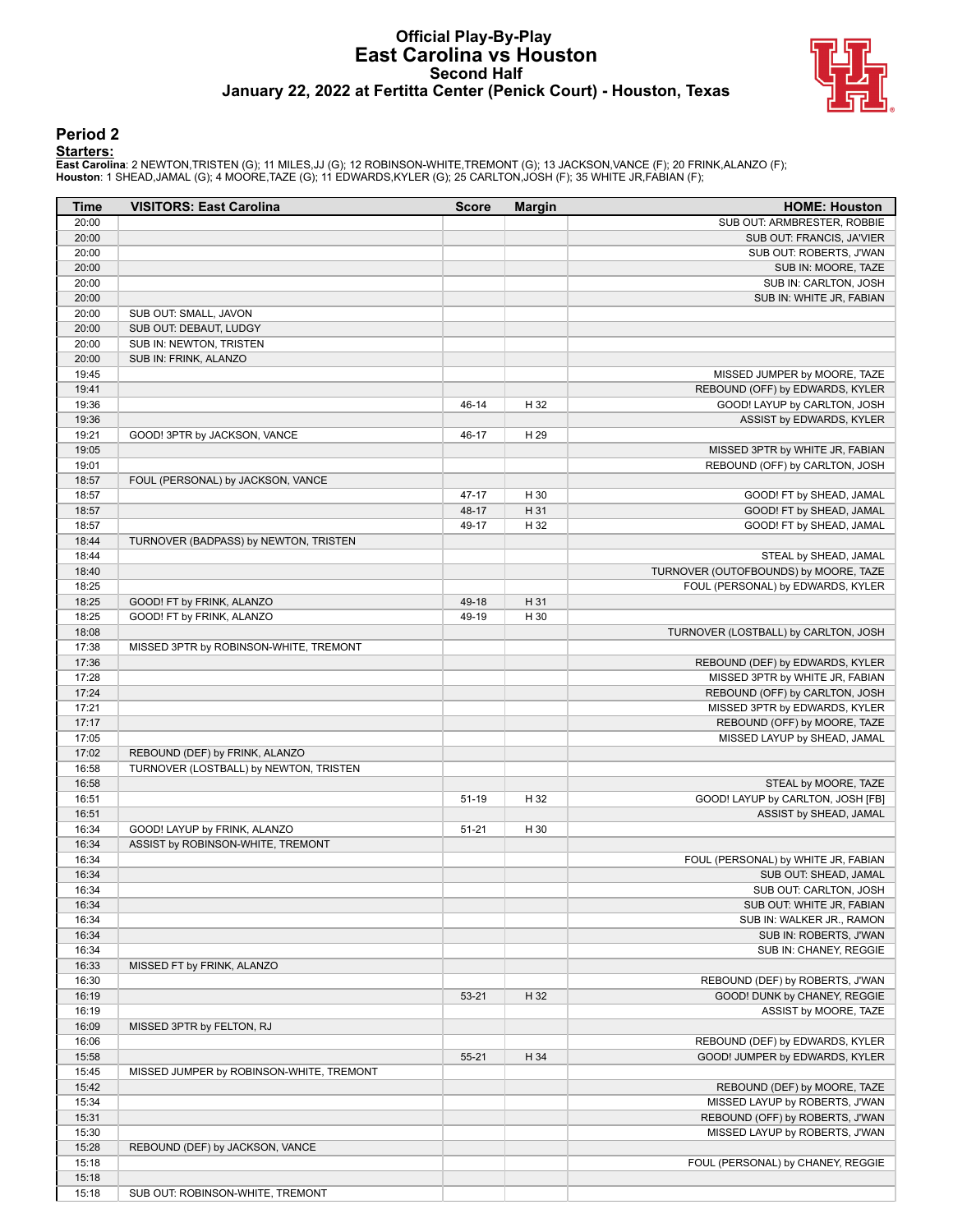# Official Play-By-Play
## East Carolina vs Houston
### Second Half
### January 22, 2022 at Fertitta Center (Penick Court) - Houston, Texas

## Period 2

**Starters:**

**East Carolina**: 2 NEWTON,TRISTEN (G); 11 MILES,JJ (G); 12 ROBINSON-WHITE,TREMONT (G); 13 JACKSON,VANCE (F); 20 FRINK,ALANZO (F);
**Houston**: 1 SHEAD,JAMAL (G); 4 MOORE,TAZE (G); 11 EDWARDS,KYLER (G); 25 CARLTON,JOSH (F); 35 WHITE JR,FABIAN (F);

| Time | VISITORS: East Carolina | Score | Margin | HOME: Houston |
|---|---|---|---|---|
| 20:00 | | | | SUB OUT: ARMBRESTER, ROBBIE |
| 20:00 | | | | SUB OUT: FRANCIS, JA'VIER |
| 20:00 | | | | SUB OUT: ROBERTS, J'WAN |
| 20:00 | | | | SUB IN: MOORE, TAZE |
| 20:00 | | | | SUB IN: CARLTON, JOSH |
| 20:00 | | | | SUB IN: WHITE JR, FABIAN |
| 20:00 | SUB OUT: SMALL, JAVON | | | |
| 20:00 | SUB OUT: DEBAUT, LUDGY | | | |
| 20:00 | SUB IN: NEWTON, TRISTEN | | | |
| 20:00 | SUB IN: FRINK, ALANZO | | | |
| 19:45 | | | | MISSED JUMPER by MOORE, TAZE |
| 19:41 | | | | REBOUND (OFF) by EDWARDS, KYLER |
| 19:36 | | 46-14 | H 32 | GOOD! LAYUP by CARLTON, JOSH |
| 19:36 | | | | ASSIST by EDWARDS, KYLER |
| 19:21 | GOOD! 3PTR by JACKSON, VANCE | 46-17 | H 29 | |
| 19:05 | | | | MISSED 3PTR by WHITE JR, FABIAN |
| 19:01 | | | | REBOUND (OFF) by CARLTON, JOSH |
| 18:57 | FOUL (PERSONAL) by JACKSON, VANCE | | | |
| 18:57 | | 47-17 | H 30 | GOOD! FT by SHEAD, JAMAL |
| 18:57 | | 48-17 | H 31 | GOOD! FT by SHEAD, JAMAL |
| 18:57 | | 49-17 | H 32 | GOOD! FT by SHEAD, JAMAL |
| 18:44 | TURNOVER (BADPASS) by NEWTON, TRISTEN | | | |
| 18:44 | | | | STEAL by SHEAD, JAMAL |
| 18:40 | | | | TURNOVER (OUTOFBOUNDS) by MOORE, TAZE |
| 18:25 | | | | FOUL (PERSONAL) by EDWARDS, KYLER |
| 18:25 | GOOD! FT by FRINK, ALANZO | 49-18 | H 31 | |
| 18:25 | GOOD! FT by FRINK, ALANZO | 49-19 | H 30 | |
| 18:08 | | | | TURNOVER (LOSTBALL) by CARLTON, JOSH |
| 17:38 | MISSED 3PTR by ROBINSON-WHITE, TREMONT | | | |
| 17:36 | | | | REBOUND (DEF) by EDWARDS, KYLER |
| 17:28 | | | | MISSED 3PTR by WHITE JR, FABIAN |
| 17:24 | | | | REBOUND (OFF) by CARLTON, JOSH |
| 17:21 | | | | MISSED 3PTR by EDWARDS, KYLER |
| 17:17 | | | | REBOUND (OFF) by MOORE, TAZE |
| 17:05 | | | | MISSED LAYUP by SHEAD, JAMAL |
| 17:02 | REBOUND (DEF) by FRINK, ALANZO | | | |
| 16:58 | TURNOVER (LOSTBALL) by NEWTON, TRISTEN | | | |
| 16:58 | | | | STEAL by MOORE, TAZE |
| 16:51 | | 51-19 | H 32 | GOOD! LAYUP by CARLTON, JOSH [FB] |
| 16:51 | | | | ASSIST by SHEAD, JAMAL |
| 16:34 | GOOD! LAYUP by FRINK, ALANZO | 51-21 | H 30 | |
| 16:34 | ASSIST by ROBINSON-WHITE, TREMONT | | | |
| 16:34 | | | | FOUL (PERSONAL) by WHITE JR, FABIAN |
| 16:34 | | | | SUB OUT: SHEAD, JAMAL |
| 16:34 | | | | SUB OUT: CARLTON, JOSH |
| 16:34 | | | | SUB OUT: WHITE JR, FABIAN |
| 16:34 | | | | SUB IN: WALKER JR., RAMON |
| 16:34 | | | | SUB IN: ROBERTS, J'WAN |
| 16:34 | | | | SUB IN: CHANEY, REGGIE |
| 16:33 | MISSED FT by FRINK, ALANZO | | | |
| 16:30 | | | | REBOUND (DEF) by ROBERTS, J'WAN |
| 16:19 | | 53-21 | H 32 | GOOD! DUNK by CHANEY, REGGIE |
| 16:19 | | | | ASSIST by MOORE, TAZE |
| 16:09 | MISSED 3PTR by FELTON, RJ | | | |
| 16:06 | | | | REBOUND (DEF) by EDWARDS, KYLER |
| 15:58 | | 55-21 | H 34 | GOOD! JUMPER by EDWARDS, KYLER |
| 15:45 | MISSED JUMPER by ROBINSON-WHITE, TREMONT | | | |
| 15:42 | | | | REBOUND (DEF) by MOORE, TAZE |
| 15:34 | | | | MISSED LAYUP by ROBERTS, J'WAN |
| 15:31 | | | | REBOUND (OFF) by ROBERTS, J'WAN |
| 15:30 | | | | MISSED LAYUP by ROBERTS, J'WAN |
| 15:28 | REBOUND (DEF) by JACKSON, VANCE | | | |
| 15:18 | | | | FOUL (PERSONAL) by CHANEY, REGGIE |
| 15:18 | | | | |
| 15:18 | SUB OUT: ROBINSON-WHITE, TREMONT | | | |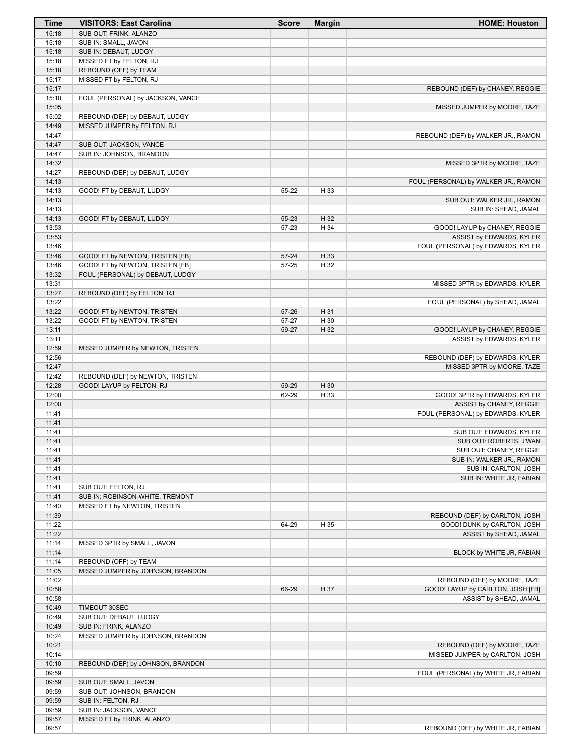| Time | VISITORS: East Carolina | Score | Margin | HOME: Houston |
|---|---|---|---|---|
| 15:18 | SUB OUT: FRINK, ALANZO | | | |
| 15:18 | SUB IN: SMALL, JAVON | | | |
| 15:18 | SUB IN: DEBAUT, LUDGY | | | |
| 15:18 | MISSED FT by FELTON, RJ | | | |
| 15:18 | REBOUND (OFF) by TEAM | | | |
| 15:17 | MISSED FT by FELTON, RJ | | | |
| 15:17 | | | | REBOUND (DEF) by CHANEY, REGGIE |
| 15:10 | FOUL (PERSONAL) by JACKSON, VANCE | | | |
| 15:05 | | | | MISSED JUMPER by MOORE, TAZE |
| 15:02 | REBOUND (DEF) by DEBAUT, LUDGY | | | |
| 14:49 | MISSED JUMPER by FELTON, RJ | | | |
| 14:47 | | | | REBOUND (DEF) by WALKER JR., RAMON |
| 14:47 | SUB OUT: JACKSON, VANCE | | | |
| 14:47 | SUB IN: JOHNSON, BRANDON | | | |
| 14:32 | | | | MISSED 3PTR by MOORE, TAZE |
| 14:27 | REBOUND (DEF) by DEBAUT, LUDGY | | | |
| 14:13 | | | | FOUL (PERSONAL) by WALKER JR., RAMON |
| 14:13 | GOOD! FT by DEBAUT, LUDGY | 55-22 | H 33 | |
| 14:13 | | | | SUB OUT: WALKER JR., RAMON |
| 14:13 | | | | SUB IN: SHEAD, JAMAL |
| 14:13 | GOOD! FT by DEBAUT, LUDGY | 55-23 | H 32 | |
| 13:53 | | 57-23 | H 34 | GOOD! LAYUP by CHANEY, REGGIE |
| 13:53 | | | | ASSIST by EDWARDS, KYLER |
| 13:46 | | | | FOUL (PERSONAL) by EDWARDS, KYLER |
| 13:46 | GOOD! FT by NEWTON, TRISTEN [FB] | 57-24 | H 33 | |
| 13:46 | GOOD! FT by NEWTON, TRISTEN [FB] | 57-25 | H 32 | |
| 13:32 | FOUL (PERSONAL) by DEBAUT, LUDGY | | | |
| 13:31 | | | | MISSED 3PTR by EDWARDS, KYLER |
| 13:27 | REBOUND (DEF) by FELTON, RJ | | | |
| 13:22 | | | | FOUL (PERSONAL) by SHEAD, JAMAL |
| 13:22 | GOOD! FT by NEWTON, TRISTEN | 57-26 | H 31 | |
| 13:22 | GOOD! FT by NEWTON, TRISTEN | 57-27 | H 30 | |
| 13:11 | | 59-27 | H 32 | GOOD! LAYUP by CHANEY, REGGIE |
| 13:11 | | | | ASSIST by EDWARDS, KYLER |
| 12:59 | MISSED JUMPER by NEWTON, TRISTEN | | | |
| 12:56 | | | | REBOUND (DEF) by EDWARDS, KYLER |
| 12:47 | | | | MISSED 3PTR by MOORE, TAZE |
| 12:42 | REBOUND (DEF) by NEWTON, TRISTEN | | | |
| 12:28 | GOOD! LAYUP by FELTON, RJ | 59-29 | H 30 | |
| 12:00 | | 62-29 | H 33 | GOOD! 3PTR by EDWARDS, KYLER |
| 12:00 | | | | ASSIST by CHANEY, REGGIE |
| 11:41 | | | | FOUL (PERSONAL) by EDWARDS, KYLER |
| 11:41 | | | | |
| 11:41 | | | | SUB OUT: EDWARDS, KYLER |
| 11:41 | | | | SUB OUT: ROBERTS, J'WAN |
| 11:41 | | | | SUB OUT: CHANEY, REGGIE |
| 11:41 | | | | SUB IN: WALKER JR., RAMON |
| 11:41 | | | | SUB IN: CARLTON, JOSH |
| 11:41 | | | | SUB IN: WHITE JR, FABIAN |
| 11:41 | SUB OUT: FELTON, RJ | | | |
| 11:41 | SUB IN: ROBINSON-WHITE, TREMONT | | | |
| 11:40 | MISSED FT by NEWTON, TRISTEN | | | |
| 11:39 | | | | REBOUND (DEF) by CARLTON, JOSH |
| 11:22 | | 64-29 | H 35 | GOOD! DUNK by CARLTON, JOSH |
| 11:22 | | | | ASSIST by SHEAD, JAMAL |
| 11:14 | MISSED 3PTR by SMALL, JAVON | | | |
| 11:14 | | | | BLOCK by WHITE JR, FABIAN |
| 11:14 | REBOUND (OFF) by TEAM | | | |
| 11:05 | MISSED JUMPER by JOHNSON, BRANDON | | | |
| 11:02 | | | | REBOUND (DEF) by MOORE, TAZE |
| 10:58 | | 66-29 | H 37 | GOOD! LAYUP by CARLTON, JOSH [FB] |
| 10:58 | | | | ASSIST by SHEAD, JAMAL |
| 10:49 | TIMEOUT 30SEC | | | |
| 10:49 | SUB OUT: DEBAUT, LUDGY | | | |
| 10:49 | SUB IN: FRINK, ALANZO | | | |
| 10:24 | MISSED JUMPER by JOHNSON, BRANDON | | | |
| 10:21 | | | | REBOUND (DEF) by MOORE, TAZE |
| 10:14 | | | | MISSED JUMPER by CARLTON, JOSH |
| 10:10 | REBOUND (DEF) by JOHNSON, BRANDON | | | |
| 09:59 | | | | FOUL (PERSONAL) by WHITE JR, FABIAN |
| 09:59 | SUB OUT: SMALL, JAVON | | | |
| 09:59 | SUB OUT: JOHNSON, BRANDON | | | |
| 09:59 | SUB IN: FELTON, RJ | | | |
| 09:59 | SUB IN: JACKSON, VANCE | | | |
| 09:57 | MISSED FT by FRINK, ALANZO | | | |
| 09:57 | | | | REBOUND (DEF) by WHITE JR, FABIAN |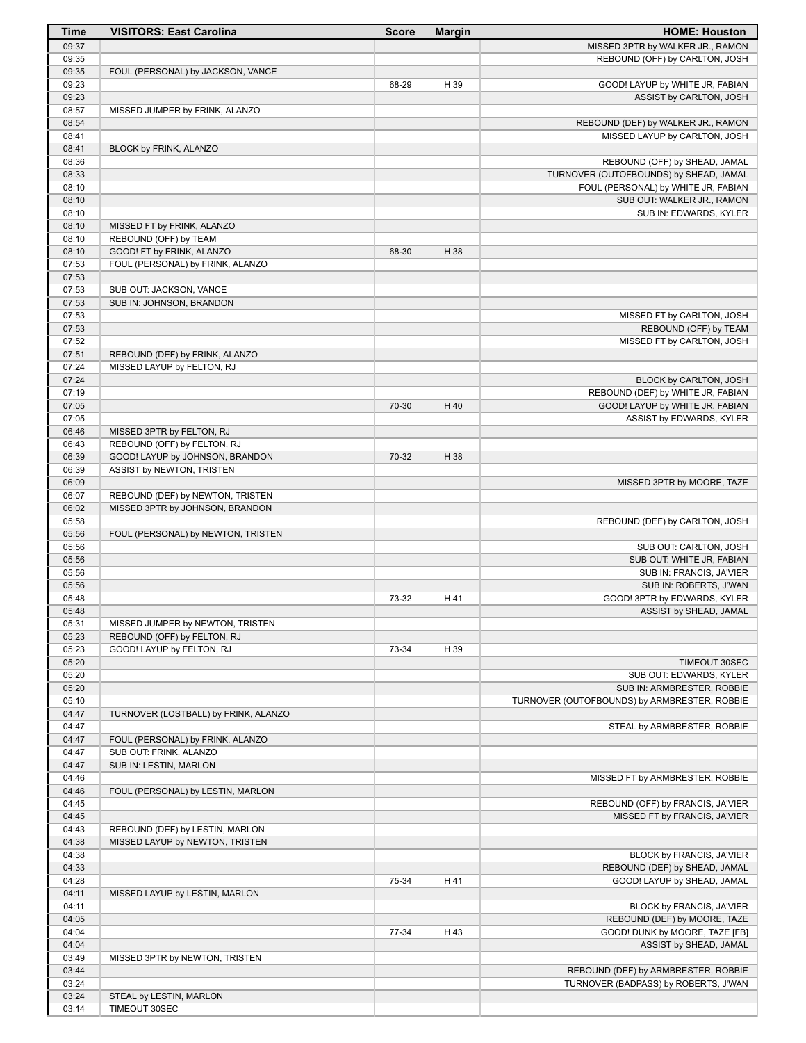| Time | VISITORS: East Carolina | Score | Margin | HOME: Houston |
|---|---|---|---|---|
| 09:37 | | | | MISSED 3PTR by WALKER JR., RAMON |
| 09:35 | | | | REBOUND (OFF) by CARLTON, JOSH |
| 09:35 | FOUL (PERSONAL) by JACKSON, VANCE | | | |
| 09:23 | | 68-29 | H 39 | GOOD! LAYUP by WHITE JR, FABIAN |
| 09:23 | | | | ASSIST by CARLTON, JOSH |
| 08:57 | MISSED JUMPER by FRINK, ALANZO | | | |
| 08:54 | | | | REBOUND (DEF) by WALKER JR., RAMON |
| 08:41 | | | | MISSED LAYUP by CARLTON, JOSH |
| 08:41 | BLOCK by FRINK, ALANZO | | | |
| 08:36 | | | | REBOUND (OFF) by SHEAD, JAMAL |
| 08:33 | | | | TURNOVER (OUTOFBOUNDS) by SHEAD, JAMAL |
| 08:10 | | | | FOUL (PERSONAL) by WHITE JR, FABIAN |
| 08:10 | | | | SUB OUT: WALKER JR., RAMON |
| 08:10 | | | | SUB IN: EDWARDS, KYLER |
| 08:10 | MISSED FT by FRINK, ALANZO | | | |
| 08:10 | REBOUND (OFF) by TEAM | | | |
| 08:10 | GOOD! FT by FRINK, ALANZO | 68-30 | H 38 | |
| 07:53 | FOUL (PERSONAL) by FRINK, ALANZO | | | |
| 07:53 | | | | |
| 07:53 | SUB OUT: JACKSON, VANCE | | | |
| 07:53 | SUB IN: JOHNSON, BRANDON | | | |
| 07:53 | | | | MISSED FT by CARLTON, JOSH |
| 07:53 | | | | REBOUND (OFF) by TEAM |
| 07:52 | | | | MISSED FT by CARLTON, JOSH |
| 07:51 | REBOUND (DEF) by FRINK, ALANZO | | | |
| 07:24 | MISSED LAYUP by FELTON, RJ | | | |
| 07:24 | | | | BLOCK by CARLTON, JOSH |
| 07:19 | | | | REBOUND (DEF) by WHITE JR, FABIAN |
| 07:05 | | 70-30 | H 40 | GOOD! LAYUP by WHITE JR, FABIAN |
| 07:05 | | | | ASSIST by EDWARDS, KYLER |
| 06:46 | MISSED 3PTR by FELTON, RJ | | | |
| 06:43 | REBOUND (OFF) by FELTON, RJ | | | |
| 06:39 | GOOD! LAYUP by JOHNSON, BRANDON | 70-32 | H 38 | |
| 06:39 | ASSIST by NEWTON, TRISTEN | | | |
| 06:09 | | | | MISSED 3PTR by MOORE, TAZE |
| 06:07 | REBOUND (DEF) by NEWTON, TRISTEN | | | |
| 06:02 | MISSED 3PTR by JOHNSON, BRANDON | | | |
| 05:58 | | | | REBOUND (DEF) by CARLTON, JOSH |
| 05:56 | FOUL (PERSONAL) by NEWTON, TRISTEN | | | |
| 05:56 | | | | SUB OUT: CARLTON, JOSH |
| 05:56 | | | | SUB OUT: WHITE JR, FABIAN |
| 05:56 | | | | SUB IN: FRANCIS, JA'VIER |
| 05:56 | | | | SUB IN: ROBERTS, J'WAN |
| 05:48 | | 73-32 | H 41 | GOOD! 3PTR by EDWARDS, KYLER |
| 05:48 | | | | ASSIST by SHEAD, JAMAL |
| 05:31 | MISSED JUMPER by NEWTON, TRISTEN | | | |
| 05:23 | REBOUND (OFF) by FELTON, RJ | | | |
| 05:23 | GOOD! LAYUP by FELTON, RJ | 73-34 | H 39 | |
| 05:20 | | | | TIMEOUT 30SEC |
| 05:20 | | | | SUB OUT: EDWARDS, KYLER |
| 05:20 | | | | SUB IN: ARMBRESTER, ROBBIE |
| 05:10 | | | | TURNOVER (OUTOFBOUNDS) by ARMBRESTER, ROBBIE |
| 04:47 | TURNOVER (LOSTBALL) by FRINK, ALANZO | | | |
| 04:47 | | | | STEAL by ARMBRESTER, ROBBIE |
| 04:47 | FOUL (PERSONAL) by FRINK, ALANZO | | | |
| 04:47 | SUB OUT: FRINK, ALANZO | | | |
| 04:47 | SUB IN: LESTIN, MARLON | | | |
| 04:46 | | | | MISSED FT by ARMBRESTER, ROBBIE |
| 04:46 | FOUL (PERSONAL) by LESTIN, MARLON | | | |
| 04:45 | | | | REBOUND (OFF) by FRANCIS, JA'VIER |
| 04:45 | | | | MISSED FT by FRANCIS, JA'VIER |
| 04:43 | REBOUND (DEF) by LESTIN, MARLON | | | |
| 04:38 | MISSED LAYUP by NEWTON, TRISTEN | | | |
| 04:38 | | | | BLOCK by FRANCIS, JA'VIER |
| 04:33 | | | | REBOUND (DEF) by SHEAD, JAMAL |
| 04:28 | | 75-34 | H 41 | GOOD! LAYUP by SHEAD, JAMAL |
| 04:11 | MISSED LAYUP by LESTIN, MARLON | | | |
| 04:11 | | | | BLOCK by FRANCIS, JA'VIER |
| 04:05 | | | | REBOUND (DEF) by MOORE, TAZE |
| 04:04 | | 77-34 | H 43 | GOOD! DUNK by MOORE, TAZE [FB] |
| 04:04 | | | | ASSIST by SHEAD, JAMAL |
| 03:49 | MISSED 3PTR by NEWTON, TRISTEN | | | |
| 03:44 | | | | REBOUND (DEF) by ARMBRESTER, ROBBIE |
| 03:24 | | | | TURNOVER (BADPASS) by ROBERTS, J'WAN |
| 03:24 | STEAL by LESTIN, MARLON | | | |
| 03:14 | TIMEOUT 30SEC | | | |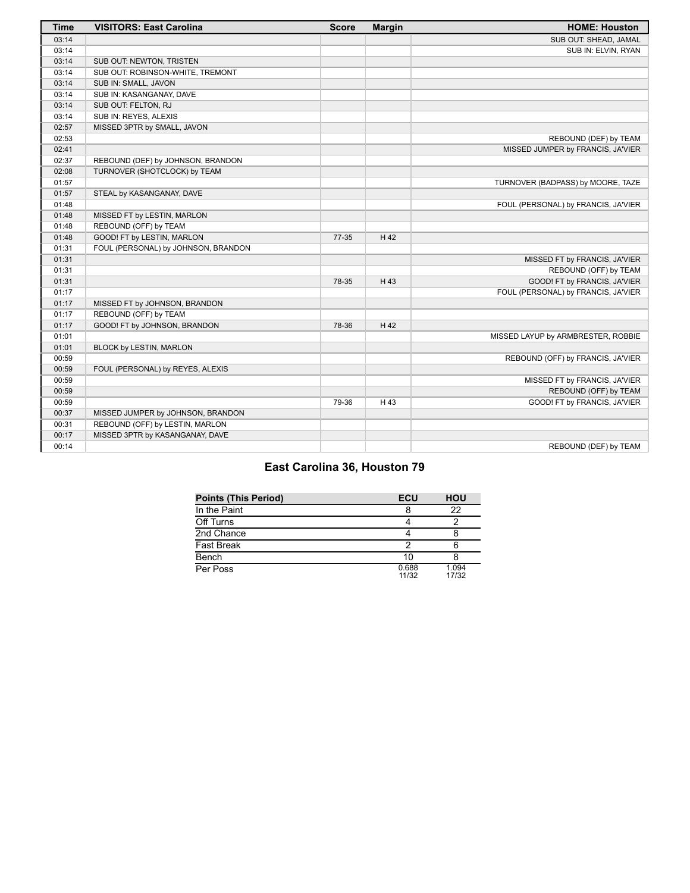| Time | VISITORS: East Carolina | Score | Margin | HOME: Houston |
|---|---|---|---|---|
| 03:14 | | | | SUB OUT: SHEAD, JAMAL |
| 03:14 | | | | SUB IN: ELVIN, RYAN |
| 03:14 | SUB OUT: NEWTON, TRISTEN | | | |
| 03:14 | SUB OUT: ROBINSON-WHITE, TREMONT | | | |
| 03:14 | SUB IN: SMALL, JAVON | | | |
| 03:14 | SUB IN: KASANGANAY, DAVE | | | |
| 03:14 | SUB OUT: FELTON, RJ | | | |
| 03:14 | SUB IN: REYES, ALEXIS | | | |
| 02:57 | MISSED 3PTR by SMALL, JAVON | | | |
| 02:53 | | | | REBOUND (DEF) by TEAM |
| 02:41 | | | | MISSED JUMPER by FRANCIS, JA'VIER |
| 02:37 | REBOUND (DEF) by JOHNSON, BRANDON | | | |
| 02:08 | TURNOVER (SHOTCLOCK) by TEAM | | | |
| 01:57 | | | | TURNOVER (BADPASS) by MOORE, TAZE |
| 01:57 | STEAL by KASANGANAY, DAVE | | | |
| 01:48 | | | | FOUL (PERSONAL) by FRANCIS, JA'VIER |
| 01:48 | MISSED FT by LESTIN, MARLON | | | |
| 01:48 | REBOUND (OFF) by TEAM | | | |
| 01:48 | GOOD! FT by LESTIN, MARLON | 77-35 | H 42 | |
| 01:31 | FOUL (PERSONAL) by JOHNSON, BRANDON | | | |
| 01:31 | | | | MISSED FT by FRANCIS, JA'VIER |
| 01:31 | | | | REBOUND (OFF) by TEAM |
| 01:31 | | 78-35 | H 43 | GOOD! FT by FRANCIS, JA'VIER |
| 01:17 | | | | FOUL (PERSONAL) by FRANCIS, JA'VIER |
| 01:17 | MISSED FT by JOHNSON, BRANDON | | | |
| 01:17 | REBOUND (OFF) by TEAM | | | |
| 01:17 | GOOD! FT by JOHNSON, BRANDON | 78-36 | H 42 | |
| 01:01 | | | | MISSED LAYUP by ARMBRESTER, ROBBIE |
| 01:01 | BLOCK by LESTIN, MARLON | | | |
| 00:59 | | | | REBOUND (OFF) by FRANCIS, JA'VIER |
| 00:59 | FOUL (PERSONAL) by REYES, ALEXIS | | | |
| 00:59 | | | | MISSED FT by FRANCIS, JA'VIER |
| 00:59 | | | | REBOUND (OFF) by TEAM |
| 00:59 | | 79-36 | H 43 | GOOD! FT by FRANCIS, JA'VIER |
| 00:37 | MISSED JUMPER by JOHNSON, BRANDON | | | |
| 00:31 | REBOUND (OFF) by LESTIN, MARLON | | | |
| 00:17 | MISSED 3PTR by KASANGANAY, DAVE | | | |
| 00:14 | | | | REBOUND (DEF) by TEAM |

## East Carolina 36, Houston 79

| Points (This Period) | ECU | HOU |
|---|---|---|
| In the Paint | 8 | 22 |
| Off Turns | 4 | 2 |
| 2nd Chance | 4 | 8 |
| Fast Break | 2 | 6 |
| Bench | 10 | 8 |
| Per Poss | 0.688 11/32 | 1.094 17/32 |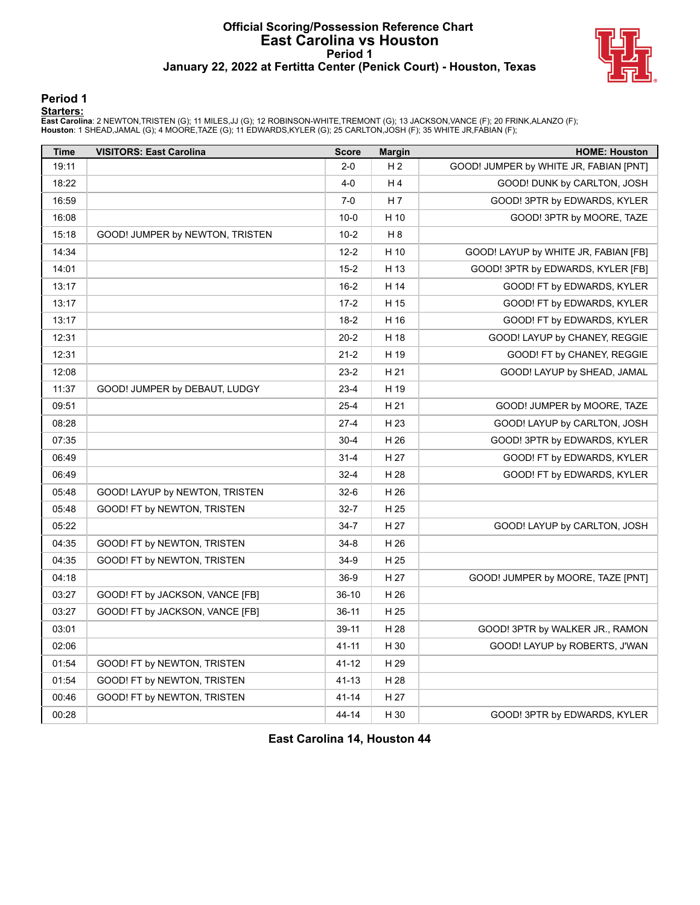# Official Scoring/Possession Reference Chart
## East Carolina vs Houston
### Period 1
### January 22, 2022 at Fertitta Center (Penick Court) - Houston, Texas

## Period 1

**Starters:**

**East Carolina**: 2 NEWTON,TRISTEN (G); 11 MILES,JJ (G); 12 ROBINSON-WHITE,TREMONT (G); 13 JACKSON,VANCE (F); 20 FRINK,ALANZO (F);
**Houston**: 1 SHEAD,JAMAL (G); 4 MOORE,TAZE (G); 11 EDWARDS,KYLER (G); 25 CARLTON,JOSH (F); 35 WHITE JR,FABIAN (F);

| Time | VISITORS: East Carolina | Score | Margin | HOME: Houston |
|---|---|---|---|---|
| 19:11 | | 2-0 | H 2 | GOOD! JUMPER by WHITE JR, FABIAN [PNT] |
| 18:22 | | 4-0 | H 4 | GOOD! DUNK by CARLTON, JOSH |
| 16:59 | | 7-0 | H 7 | GOOD! 3PTR by EDWARDS, KYLER |
| 16:08 | | 10-0 | H 10 | GOOD! 3PTR by MOORE, TAZE |
| 15:18 | GOOD! JUMPER by NEWTON, TRISTEN | 10-2 | H 8 | |
| 14:34 | | 12-2 | H 10 | GOOD! LAYUP by WHITE JR, FABIAN [FB] |
| 14:01 | | 15-2 | H 13 | GOOD! 3PTR by EDWARDS, KYLER [FB] |
| 13:17 | | 16-2 | H 14 | GOOD! FT by EDWARDS, KYLER |
| 13:17 | | 17-2 | H 15 | GOOD! FT by EDWARDS, KYLER |
| 13:17 | | 18-2 | H 16 | GOOD! FT by EDWARDS, KYLER |
| 12:31 | | 20-2 | H 18 | GOOD! LAYUP by CHANEY, REGGIE |
| 12:31 | | 21-2 | H 19 | GOOD! FT by CHANEY, REGGIE |
| 12:08 | | 23-2 | H 21 | GOOD! LAYUP by SHEAD, JAMAL |
| 11:37 | GOOD! JUMPER by DEBAUT, LUDGY | 23-4 | H 19 | |
| 09:51 | | 25-4 | H 21 | GOOD! JUMPER by MOORE, TAZE |
| 08:28 | | 27-4 | H 23 | GOOD! LAYUP by CARLTON, JOSH |
| 07:35 | | 30-4 | H 26 | GOOD! 3PTR by EDWARDS, KYLER |
| 06:49 | | 31-4 | H 27 | GOOD! FT by EDWARDS, KYLER |
| 06:49 | | 32-4 | H 28 | GOOD! FT by EDWARDS, KYLER |
| 05:48 | GOOD! LAYUP by NEWTON, TRISTEN | 32-6 | H 26 | |
| 05:48 | GOOD! FT by NEWTON, TRISTEN | 32-7 | H 25 | |
| 05:22 | | 34-7 | H 27 | GOOD! LAYUP by CARLTON, JOSH |
| 04:35 | GOOD! FT by NEWTON, TRISTEN | 34-8 | H 26 | |
| 04:35 | GOOD! FT by NEWTON, TRISTEN | 34-9 | H 25 | |
| 04:18 | | 36-9 | H 27 | GOOD! JUMPER by MOORE, TAZE [PNT] |
| 03:27 | GOOD! FT by JACKSON, VANCE [FB] | 36-10 | H 26 | |
| 03:27 | GOOD! FT by JACKSON, VANCE [FB] | 36-11 | H 25 | |
| 03:01 | | 39-11 | H 28 | GOOD! 3PTR by WALKER JR., RAMON |
| 02:06 | | 41-11 | H 30 | GOOD! LAYUP by ROBERTS, J'WAN |
| 01:54 | GOOD! FT by NEWTON, TRISTEN | 41-12 | H 29 | |
| 01:54 | GOOD! FT by NEWTON, TRISTEN | 41-13 | H 28 | |
| 00:46 | GOOD! FT by NEWTON, TRISTEN | 41-14 | H 27 | |
| 00:28 | | 44-14 | H 30 | GOOD! 3PTR by EDWARDS, KYLER |

**East Carolina 14, Houston 44**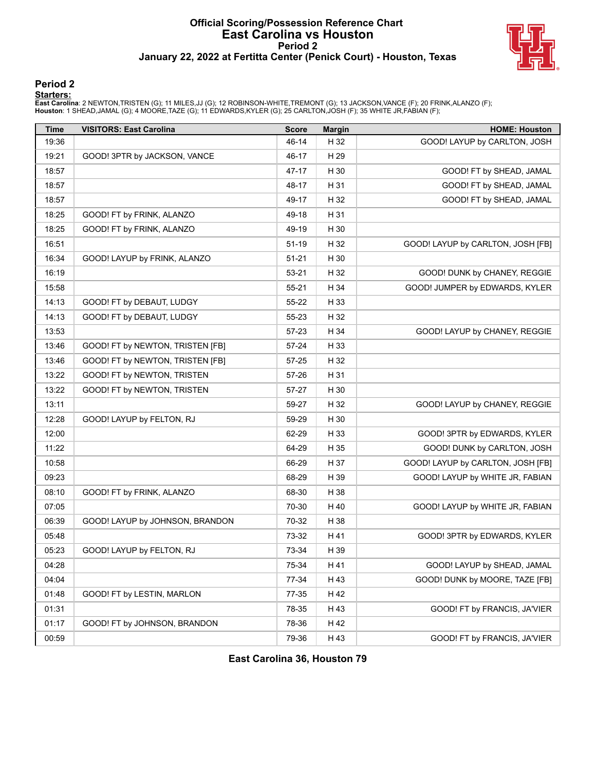# Official Scoring/Possession Reference Chart
# East Carolina vs Houston
## Period 2
## January 22, 2022 at Fertitta Center (Penick Court) - Houston, Texas

### Period 2

**Starters:**

**East Carolina**: 2 NEWTON,TRISTEN (G); 11 MILES,JJ (G); 12 ROBINSON-WHITE,TREMONT (G); 13 JACKSON,VANCE (F); 20 FRINK,ALANZO (F);
**Houston**: 1 SHEAD,JAMAL (G); 4 MOORE,TAZE (G); 11 EDWARDS,KYLER (G); 25 CARLTON,JOSH (F); 35 WHITE JR,FABIAN (F);

| Time | VISITORS: East Carolina | Score | Margin | HOME: Houston |
|---|---|---|---|---|
| 19:36 | | 46-14 | H 32 | GOOD! LAYUP by CARLTON, JOSH |
| 19:21 | GOOD! 3PTR by JACKSON, VANCE | 46-17 | H 29 | |
| 18:57 | | 47-17 | H 30 | GOOD! FT by SHEAD, JAMAL |
| 18:57 | | 48-17 | H 31 | GOOD! FT by SHEAD, JAMAL |
| 18:57 | | 49-17 | H 32 | GOOD! FT by SHEAD, JAMAL |
| 18:25 | GOOD! FT by FRINK, ALANZO | 49-18 | H 31 | |
| 18:25 | GOOD! FT by FRINK, ALANZO | 49-19 | H 30 | |
| 16:51 | | 51-19 | H 32 | GOOD! LAYUP by CARLTON, JOSH [FB] |
| 16:34 | GOOD! LAYUP by FRINK, ALANZO | 51-21 | H 30 | |
| 16:19 | | 53-21 | H 32 | GOOD! DUNK by CHANEY, REGGIE |
| 15:58 | | 55-21 | H 34 | GOOD! JUMPER by EDWARDS, KYLER |
| 14:13 | GOOD! FT by DEBAUT, LUDGY | 55-22 | H 33 | |
| 14:13 | GOOD! FT by DEBAUT, LUDGY | 55-23 | H 32 | |
| 13:53 | | 57-23 | H 34 | GOOD! LAYUP by CHANEY, REGGIE |
| 13:46 | GOOD! FT by NEWTON, TRISTEN [FB] | 57-24 | H 33 | |
| 13:46 | GOOD! FT by NEWTON, TRISTEN [FB] | 57-25 | H 32 | |
| 13:22 | GOOD! FT by NEWTON, TRISTEN | 57-26 | H 31 | |
| 13:22 | GOOD! FT by NEWTON, TRISTEN | 57-27 | H 30 | |
| 13:11 | | 59-27 | H 32 | GOOD! LAYUP by CHANEY, REGGIE |
| 12:28 | GOOD! LAYUP by FELTON, RJ | 59-29 | H 30 | |
| 12:00 | | 62-29 | H 33 | GOOD! 3PTR by EDWARDS, KYLER |
| 11:22 | | 64-29 | H 35 | GOOD! DUNK by CARLTON, JOSH |
| 10:58 | | 66-29 | H 37 | GOOD! LAYUP by CARLTON, JOSH [FB] |
| 09:23 | | 68-29 | H 39 | GOOD! LAYUP by WHITE JR, FABIAN |
| 08:10 | GOOD! FT by FRINK, ALANZO | 68-30 | H 38 | |
| 07:05 | | 70-30 | H 40 | GOOD! LAYUP by WHITE JR, FABIAN |
| 06:39 | GOOD! LAYUP by JOHNSON, BRANDON | 70-32 | H 38 | |
| 05:48 | | 73-32 | H 41 | GOOD! 3PTR by EDWARDS, KYLER |
| 05:23 | GOOD! LAYUP by FELTON, RJ | 73-34 | H 39 | |
| 04:28 | | 75-34 | H 41 | GOOD! LAYUP by SHEAD, JAMAL |
| 04:04 | | 77-34 | H 43 | GOOD! DUNK by MOORE, TAZE [FB] |
| 01:48 | GOOD! FT by LESTIN, MARLON | 77-35 | H 42 | |
| 01:31 | | 78-35 | H 43 | GOOD! FT by FRANCIS, JA'VIER |
| 01:17 | GOOD! FT by JOHNSON, BRANDON | 78-36 | H 42 | |
| 00:59 | | 79-36 | H 43 | GOOD! FT by FRANCIS, JA'VIER |

**East Carolina 36, Houston 79**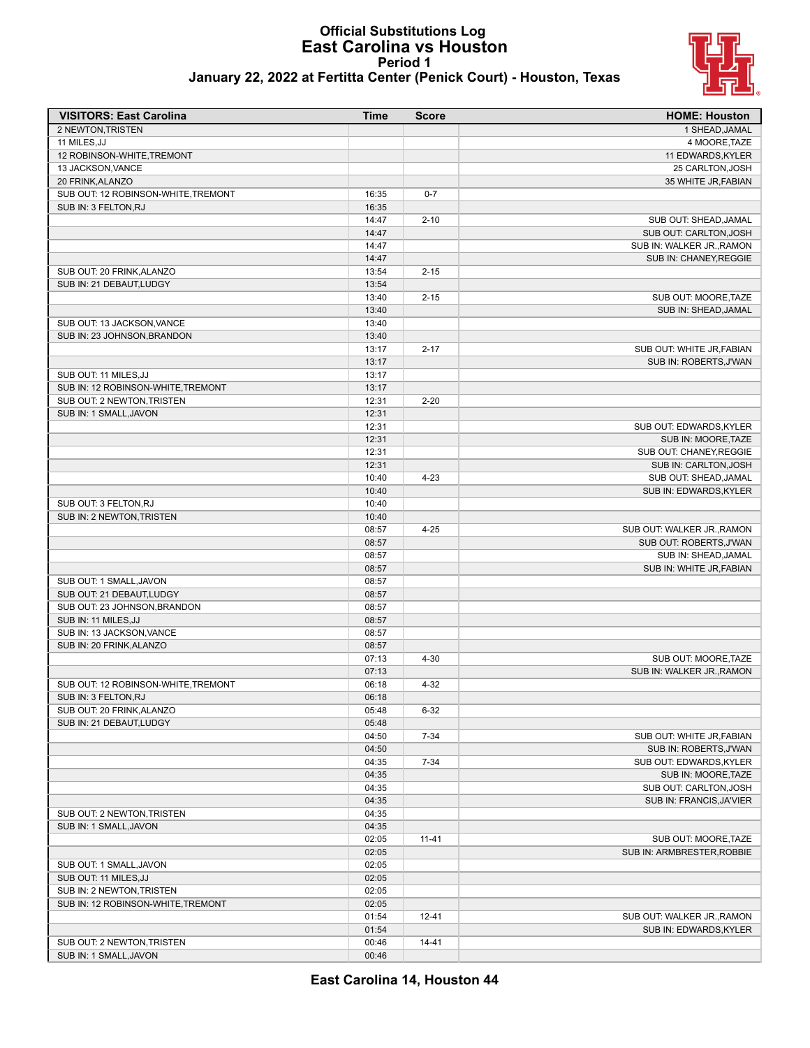# Official Substitutions Log
## East Carolina vs Houston
### Period 1
### January 22, 2022 at Fertitta Center (Penick Court) - Houston, Texas

| VISITORS: East Carolina | Time | Score | HOME: Houston |
|---|---|---|---|
| 2 NEWTON,TRISTEN | | | 1 SHEAD,JAMAL |
| 11 MILES,JJ | | | 4 MOORE,TAZE |
| 12 ROBINSON-WHITE,TREMONT | | | 11 EDWARDS,KYLER |
| 13 JACKSON,VANCE | | | 25 CARLTON,JOSH |
| 20 FRINK,ALANZO | | | 35 WHITE JR,FABIAN |
| SUB OUT: 12 ROBINSON-WHITE,TREMONT | 16:35 | 0-7 | |
| SUB IN: 3 FELTON,RJ | 16:35 | | |
| | 14:47 | 2-10 | SUB OUT: SHEAD,JAMAL |
| | 14:47 | | SUB OUT: CARLTON,JOSH |
| | 14:47 | | SUB IN: WALKER JR.,RAMON |
| | 14:47 | | SUB IN: CHANEY,REGGIE |
| SUB OUT: 20 FRINK,ALANZO | 13:54 | 2-15 | |
| SUB IN: 21 DEBAUT,LUDGY | 13:54 | | |
| | 13:40 | 2-15 | SUB OUT: MOORE,TAZE |
| | 13:40 | | SUB IN: SHEAD,JAMAL |
| SUB OUT: 13 JACKSON,VANCE | 13:40 | | |
| SUB IN: 23 JOHNSON,BRANDON | 13:40 | | |
| | 13:17 | 2-17 | SUB OUT: WHITE JR,FABIAN |
| | 13:17 | | SUB IN: ROBERTS,J'WAN |
| SUB OUT: 11 MILES,JJ | 13:17 | | |
| SUB IN: 12 ROBINSON-WHITE,TREMONT | 13:17 | | |
| SUB OUT: 2 NEWTON,TRISTEN | 12:31 | 2-20 | |
| SUB IN: 1 SMALL,JAVON | 12:31 | | |
| | 12:31 | | SUB OUT: EDWARDS,KYLER |
| | 12:31 | | SUB IN: MOORE,TAZE |
| | 12:31 | | SUB OUT: CHANEY,REGGIE |
| | 12:31 | | SUB IN: CARLTON,JOSH |
| | 10:40 | 4-23 | SUB OUT: SHEAD,JAMAL |
| | 10:40 | | SUB IN: EDWARDS,KYLER |
| SUB OUT: 3 FELTON,RJ | 10:40 | | |
| SUB IN: 2 NEWTON,TRISTEN | 10:40 | | |
| | 08:57 | 4-25 | SUB OUT: WALKER JR.,RAMON |
| | 08:57 | | SUB OUT: ROBERTS,J'WAN |
| | 08:57 | | SUB IN: SHEAD,JAMAL |
| | 08:57 | | SUB IN: WHITE JR,FABIAN |
| SUB OUT: 1 SMALL,JAVON | 08:57 | | |
| SUB OUT: 21 DEBAUT,LUDGY | 08:57 | | |
| SUB OUT: 23 JOHNSON,BRANDON | 08:57 | | |
| SUB IN: 11 MILES,JJ | 08:57 | | |
| SUB IN: 13 JACKSON,VANCE | 08:57 | | |
| SUB IN: 20 FRINK,ALANZO | 08:57 | | |
| | 07:13 | 4-30 | SUB OUT: MOORE,TAZE |
| | 07:13 | | SUB IN: WALKER JR.,RAMON |
| SUB OUT: 12 ROBINSON-WHITE,TREMONT | 06:18 | 4-32 | |
| SUB IN: 3 FELTON,RJ | 06:18 | | |
| SUB OUT: 20 FRINK,ALANZO | 05:48 | 6-32 | |
| SUB IN: 21 DEBAUT,LUDGY | 05:48 | | |
| | 04:50 | 7-34 | SUB OUT: WHITE JR,FABIAN |
| | 04:50 | | SUB IN: ROBERTS,J'WAN |
| | 04:35 | 7-34 | SUB OUT: EDWARDS,KYLER |
| | 04:35 | | SUB IN: MOORE,TAZE |
| | 04:35 | | SUB OUT: CARLTON,JOSH |
| | 04:35 | | SUB IN: FRANCIS,JA'VIER |
| SUB OUT: 2 NEWTON,TRISTEN | 04:35 | | |
| SUB IN: 1 SMALL,JAVON | 04:35 | | |
| | 02:05 | 11-41 | SUB OUT: MOORE,TAZE |
| | 02:05 | | SUB IN: ARMBRESTER,ROBBIE |
| SUB OUT: 1 SMALL,JAVON | 02:05 | | |
| SUB OUT: 11 MILES,JJ | 02:05 | | |
| SUB IN: 2 NEWTON,TRISTEN | 02:05 | | |
| SUB IN: 12 ROBINSON-WHITE,TREMONT | 02:05 | | |
| | 01:54 | 12-41 | SUB OUT: WALKER JR.,RAMON |
| | 01:54 | | SUB IN: EDWARDS,KYLER |
| SUB OUT: 2 NEWTON,TRISTEN | 00:46 | 14-41 | |
| SUB IN: 1 SMALL,JAVON | 00:46 | | |

**East Carolina 14, Houston 44**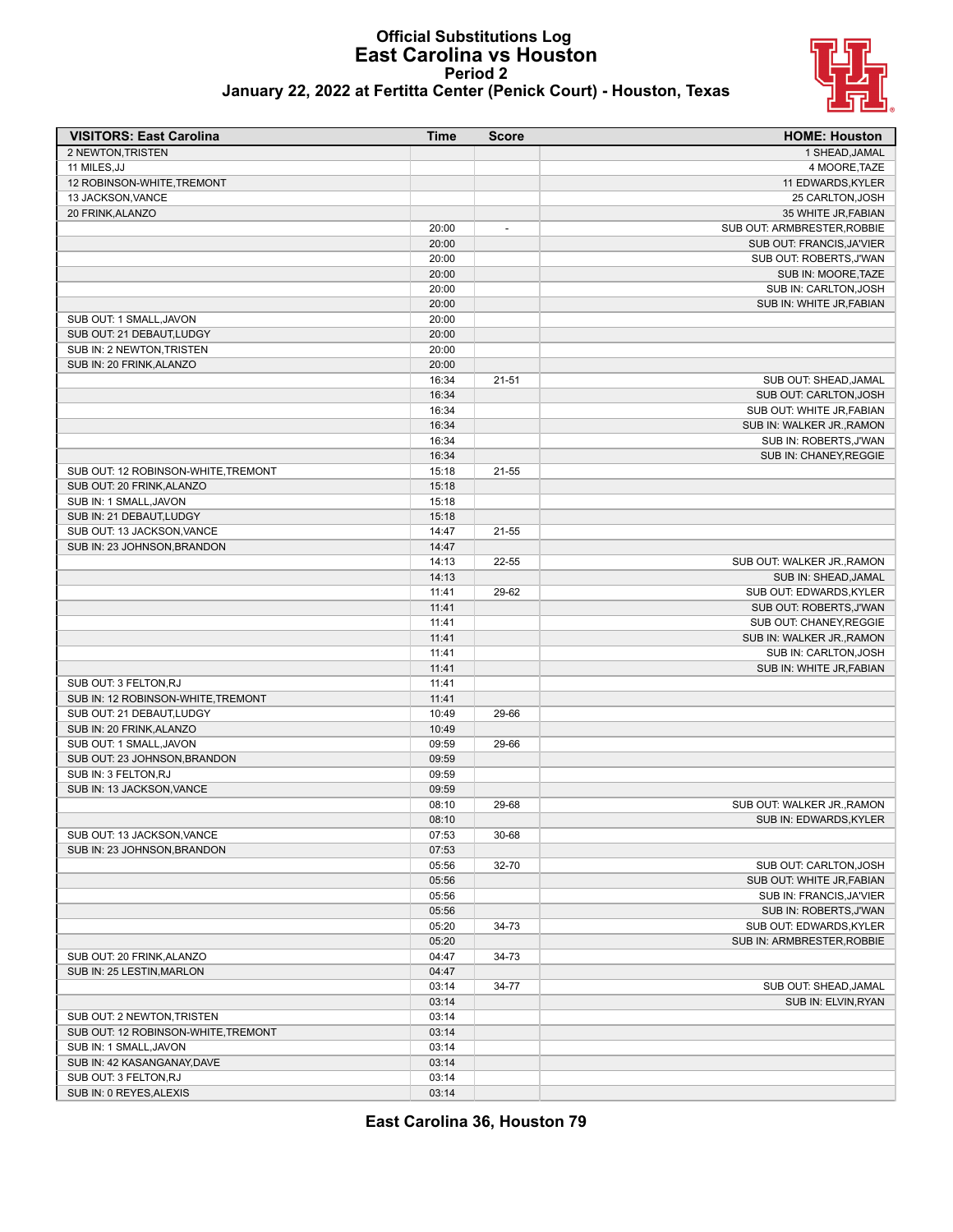# Official Substitutions Log
## East Carolina vs Houston
### Period 2
### January 22, 2022 at Fertitta Center (Penick Court) - Houston, Texas

| VISITORS: East Carolina | Time | Score | HOME: Houston |
|---|---|---|---|
| 2 NEWTON,TRISTEN | | | 1 SHEAD,JAMAL |
| 11 MILES,JJ | | | 4 MOORE,TAZE |
| 12 ROBINSON-WHITE,TREMONT | | | 11 EDWARDS,KYLER |
| 13 JACKSON,VANCE | | | 25 CARLTON,JOSH |
| 20 FRINK,ALANZO | | | 35 WHITE JR,FABIAN |
| | 20:00 | - | SUB OUT: ARMBRESTER,ROBBIE |
| | 20:00 | | SUB OUT: FRANCIS,JA'VIER |
| | 20:00 | | SUB OUT: ROBERTS,J'WAN |
| | 20:00 | | SUB IN: MOORE,TAZE |
| | 20:00 | | SUB IN: CARLTON,JOSH |
| | 20:00 | | SUB IN: WHITE JR,FABIAN |
| SUB OUT: 1 SMALL,JAVON | 20:00 | | |
| SUB OUT: 21 DEBAUT,LUDGY | 20:00 | | |
| SUB IN: 2 NEWTON,TRISTEN | 20:00 | | |
| SUB IN: 20 FRINK,ALANZO | 20:00 | | |
| | 16:34 | 21-51 | SUB OUT: SHEAD,JAMAL |
| | 16:34 | | SUB OUT: CARLTON,JOSH |
| | 16:34 | | SUB OUT: WHITE JR,FABIAN |
| | 16:34 | | SUB IN: WALKER JR.,RAMON |
| | 16:34 | | SUB IN: ROBERTS,J'WAN |
| | 16:34 | | SUB IN: CHANEY,REGGIE |
| SUB OUT: 12 ROBINSON-WHITE,TREMONT | 15:18 | 21-55 | |
| SUB OUT: 20 FRINK,ALANZO | 15:18 | | |
| SUB IN: 1 SMALL,JAVON | 15:18 | | |
| SUB IN: 21 DEBAUT,LUDGY | 15:18 | | |
| SUB OUT: 13 JACKSON,VANCE | 14:47 | 21-55 | |
| SUB IN: 23 JOHNSON,BRANDON | 14:47 | | |
| | 14:13 | 22-55 | SUB OUT: WALKER JR.,RAMON |
| | 14:13 | | SUB IN: SHEAD,JAMAL |
| | 11:41 | 29-62 | SUB OUT: EDWARDS,KYLER |
| | 11:41 | | SUB OUT: ROBERTS,J'WAN |
| | 11:41 | | SUB OUT: CHANEY,REGGIE |
| | 11:41 | | SUB IN: WALKER JR.,RAMON |
| | 11:41 | | SUB IN: CARLTON,JOSH |
| | 11:41 | | SUB IN: WHITE JR,FABIAN |
| SUB OUT: 3 FELTON,RJ | 11:41 | | |
| SUB IN: 12 ROBINSON-WHITE,TREMONT | 11:41 | | |
| SUB OUT: 21 DEBAUT,LUDGY | 10:49 | 29-66 | |
| SUB IN: 20 FRINK,ALANZO | 10:49 | | |
| SUB OUT: 1 SMALL,JAVON | 09:59 | 29-66 | |
| SUB OUT: 23 JOHNSON,BRANDON | 09:59 | | |
| SUB IN: 3 FELTON,RJ | 09:59 | | |
| SUB IN: 13 JACKSON,VANCE | 09:59 | | |
| | 08:10 | 29-68 | SUB OUT: WALKER JR.,RAMON |
| | 08:10 | | SUB IN: EDWARDS,KYLER |
| SUB OUT: 13 JACKSON,VANCE | 07:53 | 30-68 | |
| SUB IN: 23 JOHNSON,BRANDON | 07:53 | | |
| | 05:56 | 32-70 | SUB OUT: CARLTON,JOSH |
| | 05:56 | | SUB OUT: WHITE JR,FABIAN |
| | 05:56 | | SUB IN: FRANCIS,JA'VIER |
| | 05:56 | | SUB IN: ROBERTS,J'WAN |
| | 05:20 | 34-73 | SUB OUT: EDWARDS,KYLER |
| | 05:20 | | SUB IN: ARMBRESTER,ROBBIE |
| SUB OUT: 20 FRINK,ALANZO | 04:47 | 34-73 | |
| SUB IN: 25 LESTIN,MARLON | 04:47 | | |
| | 03:14 | 34-77 | SUB OUT: SHEAD,JAMAL |
| | 03:14 | | SUB IN: ELVIN,RYAN |
| SUB OUT: 2 NEWTON,TRISTEN | 03:14 | | |
| SUB OUT: 12 ROBINSON-WHITE,TREMONT | 03:14 | | |
| SUB IN: 1 SMALL,JAVON | 03:14 | | |
| SUB IN: 42 KASANGANAY,DAVE | 03:14 | | |
| SUB OUT: 3 FELTON,RJ | 03:14 | | |
| SUB IN: 0 REYES,ALEXIS | 03:14 | | |

**East Carolina 36, Houston 79**